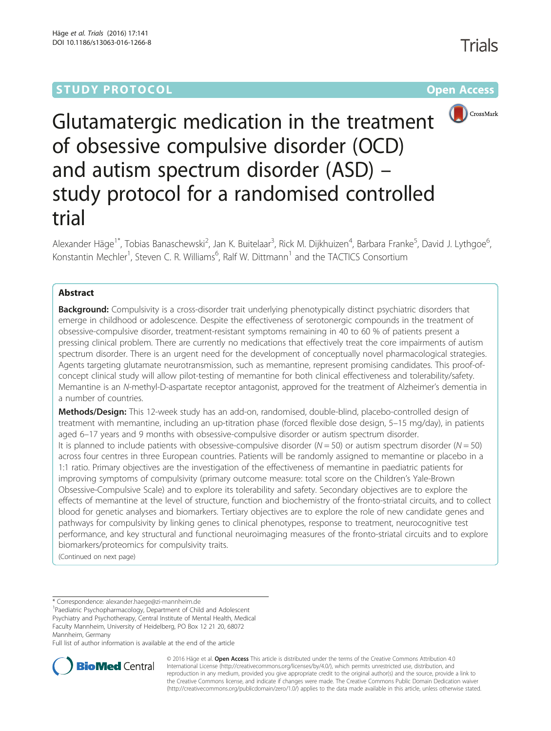STUDY PROTOCOL

Open Access

# Glutamatergic medication in the treatment of obsessive compulsive disorder (OCD) and autism spectrum disorder (ASD) – study protocol for a randomised controlled trial

Alexander Häge[1*], Tobias Banaschewski[2], Jan K. Buitelaar[3], Rick M. Dijkhuizen[4], Barbara Franke[5], David J. Lythgoe[6], Konstantin Mechler[1], Steven C. R. Williams[6], Ralf W. Dittmann[1] and the TACTICS Consortium

## Abstract

**Background:** Compulsivity is a cross-disorder trait underlying phenotypically distinct psychiatric disorders that emerge in childhood or adolescence. Despite the effectiveness of serotonergic compounds in the treatment of obsessive-compulsive disorder, treatment-resistant symptoms remaining in 40 to 60 % of patients present a pressing clinical problem. There are currently no medications that effectively treat the core impairments of autism spectrum disorder. There is an urgent need for the development of conceptually novel pharmacological strategies. Agents targeting glutamate neurotransmission, such as memantine, represent promising candidates. This proof-of-concept clinical study will allow pilot-testing of memantine for both clinical effectiveness and tolerability/safety. Memantine is an *N*-methyl-D-aspartate receptor antagonist, approved for the treatment of Alzheimer's dementia in a number of countries.

**Methods/Design:** This 12-week study has an add-on, randomised, double-blind, placebo-controlled design of treatment with memantine, including an up-titration phase (forced flexible dose design, 5–15 mg/day), in patients aged 6–17 years and 9 months with obsessive-compulsive disorder or autism spectrum disorder.

It is planned to include patients with obsessive-compulsive disorder ($N = 50$) or autism spectrum disorder ($N = 50$) across four centres in three European countries. Patients will be randomly assigned to memantine or placebo in a 1:1 ratio. Primary objectives are the investigation of the effectiveness of memantine in paediatric patients for improving symptoms of compulsivity (primary outcome measure: total score on the Children's Yale-Brown Obsessive-Compulsive Scale) and to explore its tolerability and safety. Secondary objectives are to explore the effects of memantine at the level of structure, function and biochemistry of the fronto-striatal circuits, and to collect blood for genetic analyses and biomarkers. Tertiary objectives are to explore the role of new candidate genes and pathways for compulsivity by linking genes to clinical phenotypes, response to treatment, neurocognitive test performance, and key structural and functional neuroimaging measures of the fronto-striatal circuits and to explore biomarkers/proteomics for compulsivity traits.

(Continued on next page)

\* Correspondence: alexander.haege@zi-mannheim.de

[1]Paediatric Psychopharmacology, Department of Child and Adolescent Psychiatry and Psychotherapy, Central Institute of Mental Health, Medical Faculty Mannheim, University of Heidelberg, PO Box 12 21 20, 68072 Mannheim, Germany

Full list of author information is available at the end of the article

© 2016 Häge et al. **Open Access** This article is distributed under the terms of the Creative Commons Attribution 4.0 International License (http://creativecommons.org/licenses/by/4.0/), which permits unrestricted use, distribution, and reproduction in any medium, provided you give appropriate credit to the original author(s) and the source, provide a link to the Creative Commons license, and indicate if changes were made. The Creative Commons Public Domain Dedication waiver (http://creativecommons.org/publicdomain/zero/1.0/) applies to the data made available in this article, unless otherwise stated.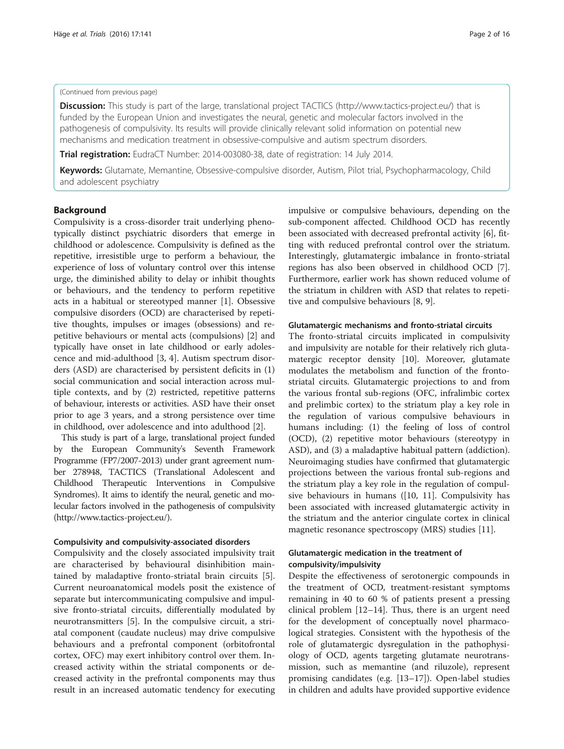(Continued from previous page)

**Discussion:** This study is part of the large, translational project TACTICS (http://www.tactics-project.eu/) that is funded by the European Union and investigates the neural, genetic and molecular factors involved in the pathogenesis of compulsivity. Its results will provide clinically relevant solid information on potential new mechanisms and medication treatment in obsessive-compulsive and autism spectrum disorders.

**Trial registration:** EudraCT Number: 2014-003080-38, date of registration: 14 July 2014.

**Keywords:** Glutamate, Memantine, Obsessive-compulsive disorder, Autism, Pilot trial, Psychopharmacology, Child and adolescent psychiatry

## Background

Compulsivity is a cross-disorder trait underlying phenotypically distinct psychiatric disorders that emerge in childhood or adolescence. Compulsivity is defined as the repetitive, irresistible urge to perform a behaviour, the experience of loss of voluntary control over this intense urge, the diminished ability to delay or inhibit thoughts or behaviours, and the tendency to perform repetitive acts in a habitual or stereotyped manner [1]. Obsessive compulsive disorders (OCD) are characterised by repetitive thoughts, impulses or images (obsessions) and repetitive behaviours or mental acts (compulsions) [2] and typically have onset in late childhood or early adolescence and mid-adulthood [3, 4]. Autism spectrum disorders (ASD) are characterised by persistent deficits in (1) social communication and social interaction across multiple contexts, and by (2) restricted, repetitive patterns of behaviour, interests or activities. ASD have their onset prior to age 3 years, and a strong persistence over time in childhood, over adolescence and into adulthood [2].

This study is part of a large, translational project funded by the European Community's Seventh Framework Programme (FP7/2007-2013) under grant agreement number 278948, TACTICS (Translational Adolescent and Childhood Therapeutic Interventions in Compulsive Syndromes). It aims to identify the neural, genetic and molecular factors involved in the pathogenesis of compulsivity (http://www.tactics-project.eu/).

### Compulsivity and compulsivity-associated disorders

Compulsivity and the closely associated impulsivity trait are characterised by behavioural disinhibition maintained by maladaptive fronto-striatal brain circuits [5]. Current neuroanatomical models posit the existence of separate but intercommunicating compulsive and impulsive fronto-striatal circuits, differentially modulated by neurotransmitters [5]. In the compulsive circuit, a striatal component (caudate nucleus) may drive compulsive behaviours and a prefrontal component (orbitofrontal cortex, OFC) may exert inhibitory control over them. Increased activity within the striatal components or decreased activity in the prefrontal components may thus result in an increased automatic tendency for executing impulsive or compulsive behaviours, depending on the sub-component affected. Childhood OCD has recently been associated with decreased prefrontal activity [6], fitting with reduced prefrontal control over the striatum. Interestingly, glutamatergic imbalance in fronto-striatal regions has also been observed in childhood OCD [7]. Furthermore, earlier work has shown reduced volume of the striatum in children with ASD that relates to repetitive and compulsive behaviours [8, 9].

### Glutamatergic mechanisms and fronto-striatal circuits

The fronto-striatal circuits implicated in compulsivity and impulsivity are notable for their relatively rich glutamatergic receptor density [10]. Moreover, glutamate modulates the metabolism and function of the fronto-striatal circuits. Glutamatergic projections to and from the various frontal sub-regions (OFC, infralimbic cortex and prelimbic cortex) to the striatum play a key role in the regulation of various compulsive behaviours in humans including: (1) the feeling of loss of control (OCD), (2) repetitive motor behaviours (stereotypy in ASD), and (3) a maladaptive habitual pattern (addiction). Neuroimaging studies have confirmed that glutamatergic projections between the various frontal sub-regions and the striatum play a key role in the regulation of compulsive behaviours in humans ([10, 11]. Compulsivity has been associated with increased glutamatergic activity in the striatum and the anterior cingulate cortex in clinical magnetic resonance spectroscopy (MRS) studies [11].

### Glutamatergic medication in the treatment of compulsivity/impulsivity

Despite the effectiveness of serotonergic compounds in the treatment of OCD, treatment-resistant symptoms remaining in 40 to 60 % of patients present a pressing clinical problem [12–14]. Thus, there is an urgent need for the development of conceptually novel pharmacological strategies. Consistent with the hypothesis of the role of glutamatergic dysregulation in the pathophysiology of OCD, agents targeting glutamate neurotransmission, such as memantine (and riluzole), represent promising candidates (e.g. [13–17]). Open-label studies in children and adults have provided supportive evidence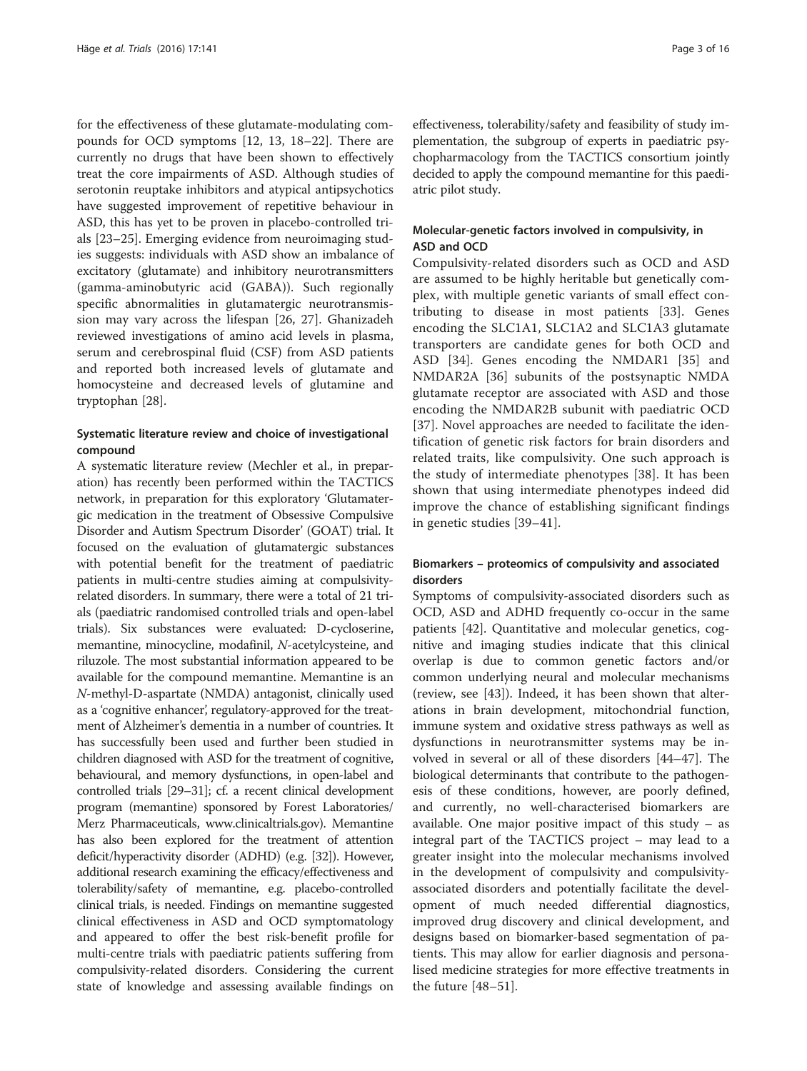for the effectiveness of these glutamate-modulating compounds for OCD symptoms [12, 13, 18–22]. There are currently no drugs that have been shown to effectively treat the core impairments of ASD. Although studies of serotonin reuptake inhibitors and atypical antipsychotics have suggested improvement of repetitive behaviour in ASD, this has yet to be proven in placebo-controlled trials [23–25]. Emerging evidence from neuroimaging studies suggests: individuals with ASD show an imbalance of excitatory (glutamate) and inhibitory neurotransmitters (gamma-aminobutyric acid (GABA)). Such regionally specific abnormalities in glutamatergic neurotransmission may vary across the lifespan [26, 27]. Ghanizadeh reviewed investigations of amino acid levels in plasma, serum and cerebrospinal fluid (CSF) from ASD patients and reported both increased levels of glutamate and homocysteine and decreased levels of glutamine and tryptophan [28].

### Systematic literature review and choice of investigational compound

A systematic literature review (Mechler et al., in preparation) has recently been performed within the TACTICS network, in preparation for this exploratory 'Glutamatergic medication in the treatment of Obsessive Compulsive Disorder and Autism Spectrum Disorder' (GOAT) trial. It focused on the evaluation of glutamatergic substances with potential benefit for the treatment of paediatric patients in multi-centre studies aiming at compulsivity-related disorders. In summary, there were a total of 21 trials (paediatric randomised controlled trials and open-label trials). Six substances were evaluated: D-cycloserine, memantine, minocycline, modafinil, *N*-acetylcysteine, and riluzole. The most substantial information appeared to be available for the compound memantine. Memantine is an *N*-methyl-D-aspartate (NMDA) antagonist, clinically used as a 'cognitive enhancer', regulatory-approved for the treatment of Alzheimer's dementia in a number of countries. It has successfully been used and further been studied in children diagnosed with ASD for the treatment of cognitive, behavioural, and memory dysfunctions, in open-label and controlled trials [29–31]; cf. a recent clinical development program (memantine) sponsored by Forest Laboratories/Merz Pharmaceuticals, www.clinicaltrials.gov). Memantine has also been explored for the treatment of attention deficit/hyperactivity disorder (ADHD) (e.g. [32]). However, additional research examining the efficacy/effectiveness and tolerability/safety of memantine, e.g. placebo-controlled clinical trials, is needed. Findings on memantine suggested clinical effectiveness in ASD and OCD symptomatology and appeared to offer the best risk-benefit profile for multi-centre trials with paediatric patients suffering from compulsivity-related disorders. Considering the current state of knowledge and assessing available findings on effectiveness, tolerability/safety and feasibility of study implementation, the subgroup of experts in paediatric psychopharmacology from the TACTICS consortium jointly decided to apply the compound memantine for this paediatric pilot study.

### Molecular-genetic factors involved in compulsivity, in ASD and OCD

Compulsivity-related disorders such as OCD and ASD are assumed to be highly heritable but genetically complex, with multiple genetic variants of small effect contributing to disease in most patients [33]. Genes encoding the SLC1A1, SLC1A2 and SLC1A3 glutamate transporters are candidate genes for both OCD and ASD [34]. Genes encoding the NMDAR1 [35] and NMDAR2A [36] subunits of the postsynaptic NMDA glutamate receptor are associated with ASD and those encoding the NMDAR2B subunit with paediatric OCD [37]. Novel approaches are needed to facilitate the identification of genetic risk factors for brain disorders and related traits, like compulsivity. One such approach is the study of intermediate phenotypes [38]. It has been shown that using intermediate phenotypes indeed did improve the chance of establishing significant findings in genetic studies [39–41].

### Biomarkers – proteomics of compulsivity and associated disorders

Symptoms of compulsivity-associated disorders such as OCD, ASD and ADHD frequently co-occur in the same patients [42]. Quantitative and molecular genetics, cognitive and imaging studies indicate that this clinical overlap is due to common genetic factors and/or common underlying neural and molecular mechanisms (review, see [43]). Indeed, it has been shown that alterations in brain development, mitochondrial function, immune system and oxidative stress pathways as well as dysfunctions in neurotransmitter systems may be involved in several or all of these disorders [44–47]. The biological determinants that contribute to the pathogenesis of these conditions, however, are poorly defined, and currently, no well-characterised biomarkers are available. One major positive impact of this study – as integral part of the TACTICS project – may lead to a greater insight into the molecular mechanisms involved in the development of compulsivity and compulsivity-associated disorders and potentially facilitate the development of much needed differential diagnostics, improved drug discovery and clinical development, and designs based on biomarker-based segmentation of patients. This may allow for earlier diagnosis and personalised medicine strategies for more effective treatments in the future [48–51].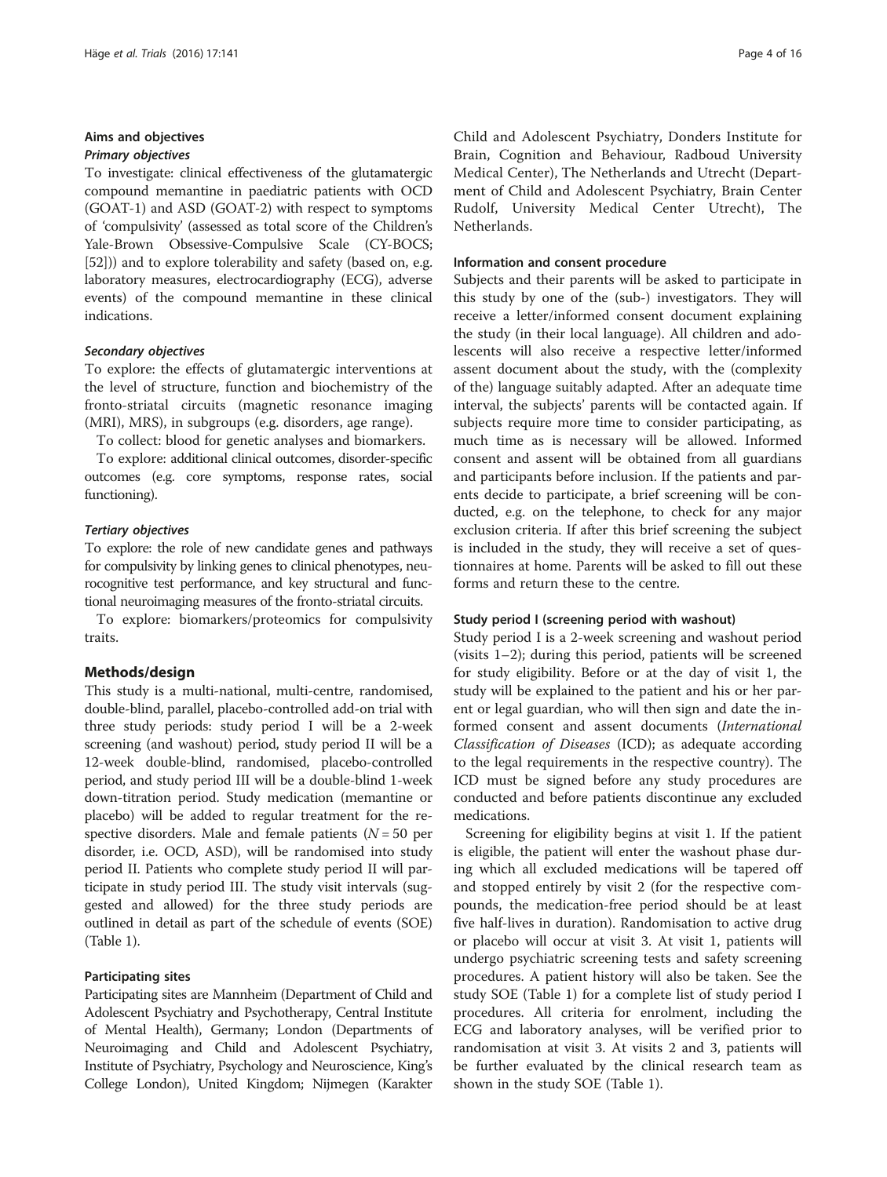## Aims and objectives

### *Primary objectives*

To investigate: clinical effectiveness of the glutamatergic compound memantine in paediatric patients with OCD (GOAT-1) and ASD (GOAT-2) with respect to symptoms of 'compulsivity' (assessed as total score of the Children's Yale-Brown Obsessive-Compulsive Scale (CY-BOCS; [52])) and to explore tolerability and safety (based on, e.g. laboratory measures, electrocardiography (ECG), adverse events) of the compound memantine in these clinical indications.

### *Secondary objectives*

To explore: the effects of glutamatergic interventions at the level of structure, function and biochemistry of the fronto-striatal circuits (magnetic resonance imaging (MRI), MRS), in subgroups (e.g. disorders, age range).

To collect: blood for genetic analyses and biomarkers.

To explore: additional clinical outcomes, disorder-specific outcomes (e.g. core symptoms, response rates, social functioning).

### *Tertiary objectives*

To explore: the role of new candidate genes and pathways for compulsivity by linking genes to clinical phenotypes, neurocognitive test performance, and key structural and functional neuroimaging measures of the fronto-striatal circuits.

To explore: biomarkers/proteomics for compulsivity traits.

## Methods/design

This study is a multi-national, multi-centre, randomised, double-blind, parallel, placebo-controlled add-on trial with three study periods: study period I will be a 2-week screening (and washout) period, study period II will be a 12-week double-blind, randomised, placebo-controlled period, and study period III will be a double-blind 1-week down-titration period. Study medication (memantine or placebo) will be added to regular treatment for the respective disorders. Male and female patients ($N = 50$ per disorder, i.e. OCD, ASD), will be randomised into study period II. Patients who complete study period II will participate in study period III. The study visit intervals (suggested and allowed) for the three study periods are outlined in detail as part of the schedule of events (SOE) (Table 1).

### Participating sites

Participating sites are Mannheim (Department of Child and Adolescent Psychiatry and Psychotherapy, Central Institute of Mental Health), Germany; London (Departments of Neuroimaging and Child and Adolescent Psychiatry, Institute of Psychiatry, Psychology and Neuroscience, King's College London), United Kingdom; Nijmegen (Karakter Child and Adolescent Psychiatry, Donders Institute for Brain, Cognition and Behaviour, Radboud University Medical Center), The Netherlands and Utrecht (Department of Child and Adolescent Psychiatry, Brain Center Rudolf, University Medical Center Utrecht), The Netherlands.

### Information and consent procedure

Subjects and their parents will be asked to participate in this study by one of the (sub-) investigators. They will receive a letter/informed consent document explaining the study (in their local language). All children and adolescents will also receive a respective letter/informed assent document about the study, with the (complexity of the) language suitably adapted. After an adequate time interval, the subjects' parents will be contacted again. If subjects require more time to consider participating, as much time as is necessary will be allowed. Informed consent and assent will be obtained from all guardians and participants before inclusion. If the patients and parents decide to participate, a brief screening will be conducted, e.g. on the telephone, to check for any major exclusion criteria. If after this brief screening the subject is included in the study, they will receive a set of questionnaires at home. Parents will be asked to fill out these forms and return these to the centre.

### Study period I (screening period with washout)

Study period I is a 2-week screening and washout period (visits 1–2); during this period, patients will be screened for study eligibility. Before or at the day of visit 1, the study will be explained to the patient and his or her parent or legal guardian, who will then sign and date the informed consent and assent documents (*International Classification of Diseases* (ICD); as adequate according to the legal requirements in the respective country). The ICD must be signed before any study procedures are conducted and before patients discontinue any excluded medications.

Screening for eligibility begins at visit 1. If the patient is eligible, the patient will enter the washout phase during which all excluded medications will be tapered off and stopped entirely by visit 2 (for the respective compounds, the medication-free period should be at least five half-lives in duration). Randomisation to active drug or placebo will occur at visit 3. At visit 1, patients will undergo psychiatric screening tests and safety screening procedures. A patient history will also be taken. See the study SOE (Table 1) for a complete list of study period I procedures. All criteria for enrolment, including the ECG and laboratory analyses, will be verified prior to randomisation at visit 3. At visits 2 and 3, patients will be further evaluated by the clinical research team as shown in the study SOE (Table 1).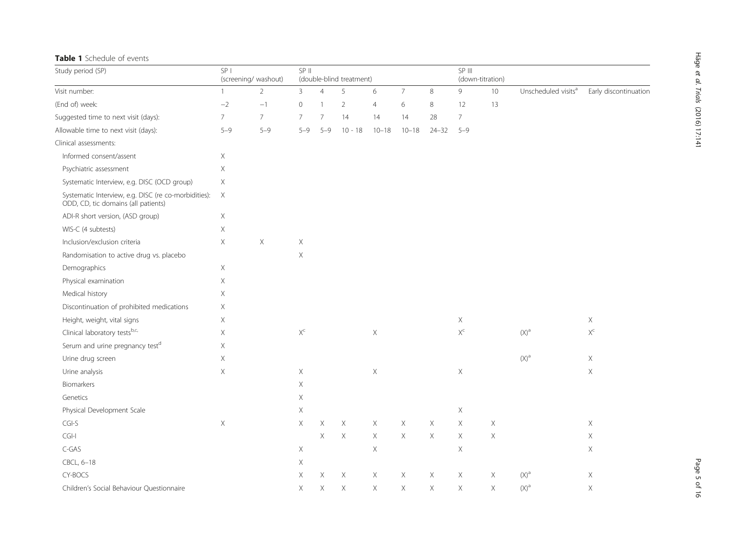**Table 1** Schedule of events

| Study period (SP) | SP I (screening/ washout) | | SP II (double-blind treatment) | | | | | | SP III (down-titration) | | | |
|---|---|---|---|---|---|---|---|---|---|---|---|---|
| Visit number: | 1 | 2 | 3 | 4 | 5 | 6 | 7 | 8 | 9 | 10 | Unscheduled visits[a] | Early discontinuation |
| (End of) week: | −2 | −1 | 0 | 1 | 2 | 4 | 6 | 8 | 12 | 13 | | |
| Suggested time to next visit (days): | 7 | 7 | 7 | 7 | 14 | 14 | 14 | 28 | 7 | | | |
| Allowable time to next visit (days): | 5–9 | 5–9 | 5–9 | 5–9 | 10 - 18 | 10–18 | 10–18 | 24–32 | 5–9 | | | |
| Clinical assessments: | | | | | | | | | | | | |
| Informed consent/assent | X | | | | | | | | | | | |
| Psychiatric assessment | X | | | | | | | | | | | |
| Systematic Interview, e.g. DISC (OCD group) | X | | | | | | | | | | | |
| Systematic Interview, e.g. DISC (re co-morbidities): ODD, CD, tic domains (all patients) | X | | | | | | | | | | | |
| ADI-R short version, (ASD group) | X | | | | | | | | | | | |
| WIS-C (4 subtests) | X | | | | | | | | | | | |
| Inclusion/exclusion criteria | X | X | X | | | | | | | | | |
| Randomisation to active drug vs. placebo | | | X | | | | | | | | | |
| Demographics | X | | | | | | | | | | | |
| Physical examination | X | | | | | | | | | | | |
| Medical history | X | | | | | | | | | | | |
| Discontinuation of prohibited medications | X | | | | | | | | | | | |
| Height, weight, vital signs | X | | | | | | | | X | | | X |
| Clinical laboratory tests[b,c,] | X | | X[c] | | | X | | | X[c] | | (X)[a] | X[c] |
| Serum and urine pregnancy test[d] | X | | | | | | | | | | | |
| Urine drug screen | X | | | | | | | | | | (X)[a] | X |
| Urine analysis | X | | X | | | X | | | X | | | X |
| Biomarkers | | | X | | | | | | | | | |
| Genetics | | | X | | | | | | | | | |
| Physical Development Scale | | | X | | | | | | X | | | |
| CGI-S | X | | X | X | X | X | X | X | X | X | | X |
| CGI-I | | | | X | X | X | X | X | X | X | | X |
| C-GAS | | | X | | | X | | | X | | | X |
| CBCL, 6–18 | | | X | | | | | | | | | |
| CY-BOCS | | | X | X | X | X | X | X | X | X | (X)[a] | X |
| Children's Social Behaviour Questionnaire | | | X | X | X | X | X | X | X | X | (X)[a] | X |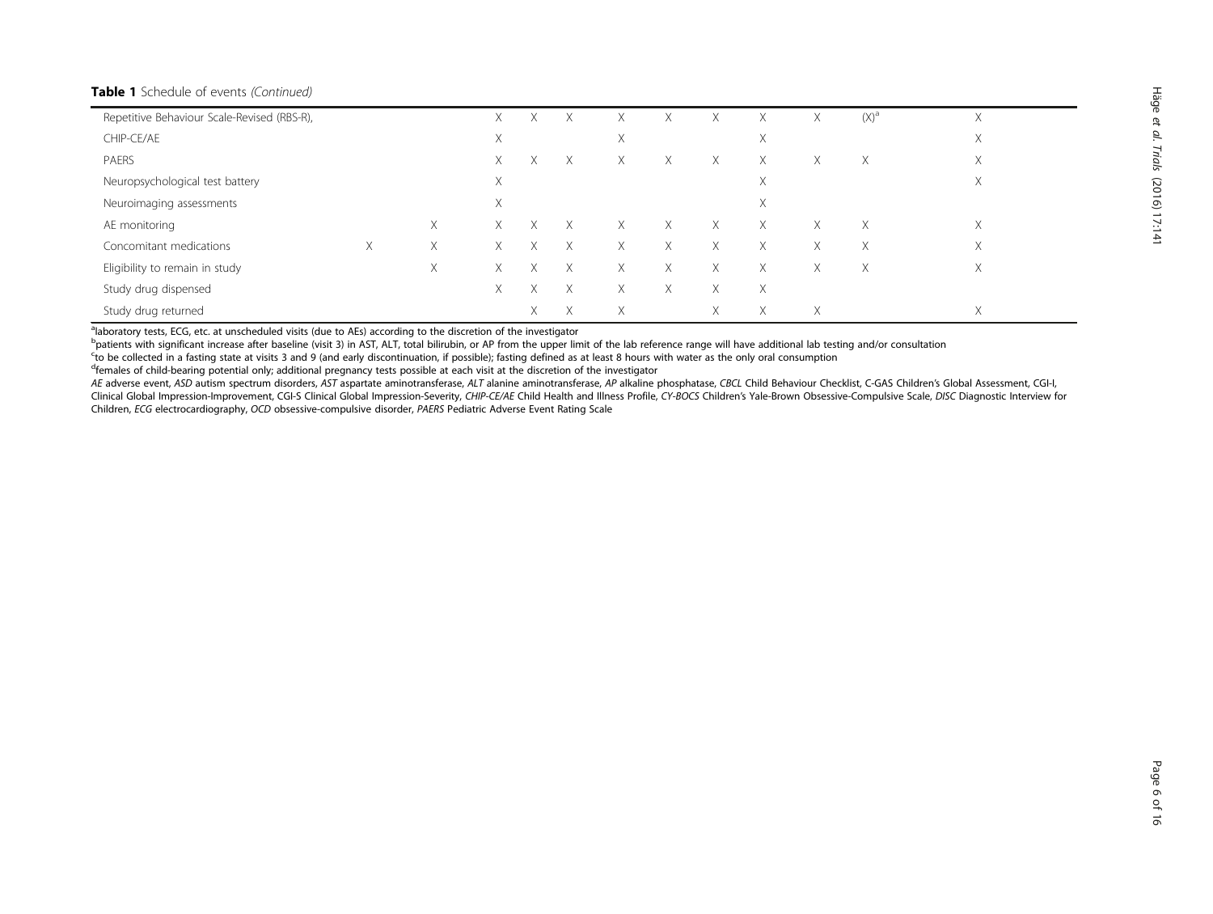**Table 1** Schedule of events *(Continued)*

| | | | | | | | | | | | | |
|---|---|---|---|---|---|---|---|---|---|---|---|---|
| Repetitive Behaviour Scale-Revised (RBS-R), | | | X | X | X | X | X | X | X | X | (X)[a] | X |
| CHIP-CE/AE | | | X | | | X | | | X | | | X |
| PAERS | | | X | X | X | X | X | X | X | X | X | X |
| Neuropsychological test battery | | | X | | | | | | X | | | X |
| Neuroimaging assessments | | | X | | | | | | X | | | |
| AE monitoring | | X | X | X | X | X | X | X | X | X | X | X |
| Concomitant medications | X | X | X | X | X | X | X | X | X | X | X | X |
| Eligibility to remain in study | | X | X | X | X | X | X | X | X | X | X | X |
| Study drug dispensed | | | X | X | X | X | X | X | X | | | |
| Study drug returned | | | | X | X | X | | X | X | X | | X |

[a]laboratory tests, ECG, etc. at unscheduled visits (due to AEs) according to the discretion of the investigator

[b]patients with significant increase after baseline (visit 3) in AST, ALT, total bilirubin, or AP from the upper limit of the lab reference range will have additional lab testing and/or consultation

[c]to be collected in a fasting state at visits 3 and 9 (and early discontinuation, if possible); fasting defined as at least 8 hours with water as the only oral consumption

[d]females of child-bearing potential only; additional pregnancy tests possible at each visit at the discretion of the investigator

*AE* adverse event, *ASD* autism spectrum disorders, *AST* aspartate aminotransferase, *ALT* alanine aminotransferase, *AP* alkaline phosphatase, *CBCL* Child Behaviour Checklist, C-GAS Children's Global Assessment, CGI-I, Clinical Global Impression-Improvement, CGI-S Clinical Global Impression-Severity, *CHIP-CE/AE* Child Health and Illness Profile, *CY-BOCS* Children's Yale-Brown Obsessive-Compulsive Scale, *DISC* Diagnostic Interview for Children, *ECG* electrocardiography, *OCD* obsessive-compulsive disorder, *PAERS* Pediatric Adverse Event Rating Scale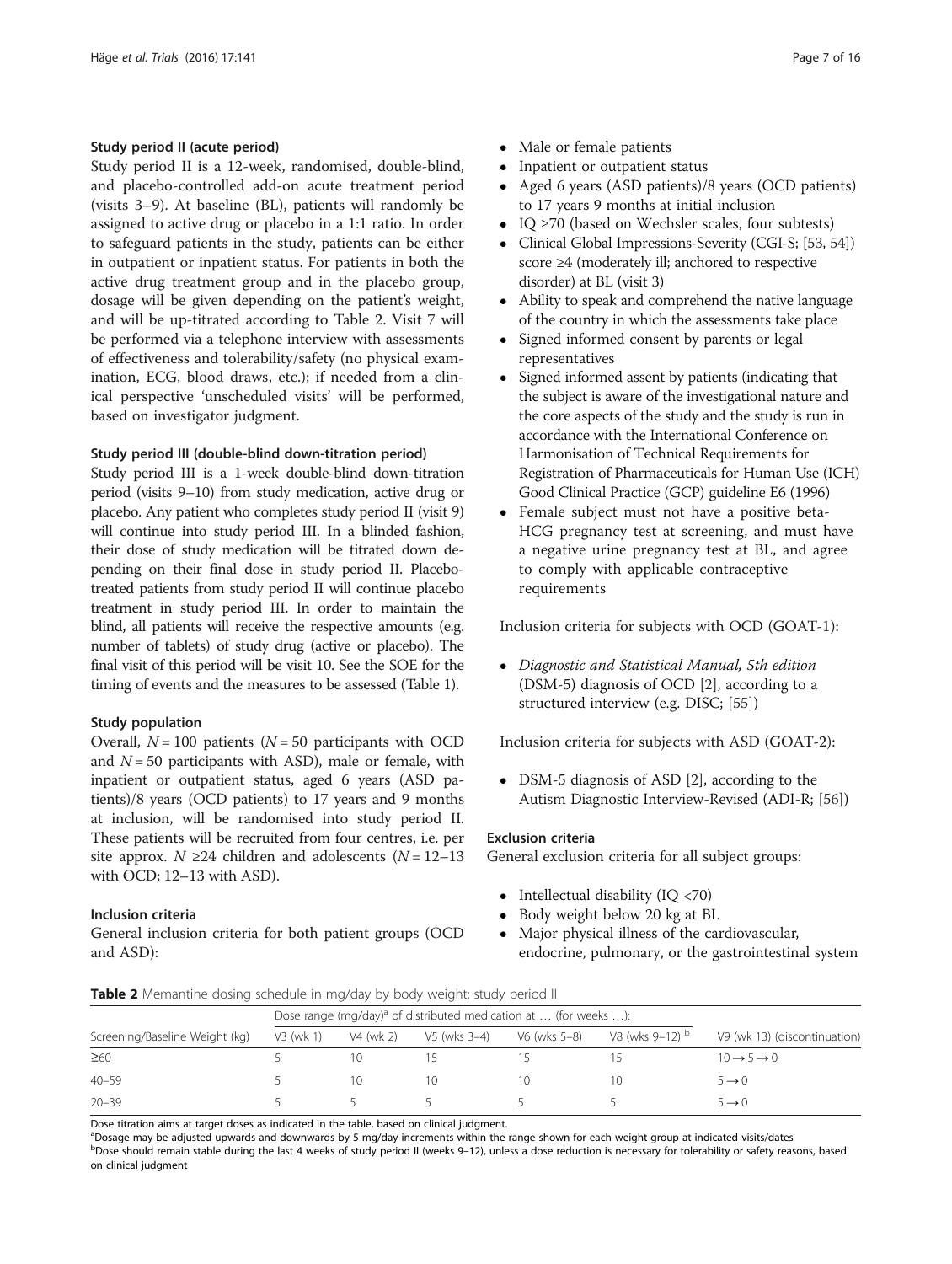### Study period II (acute period)

Study period II is a 12-week, randomised, double-blind, and placebo-controlled add-on acute treatment period (visits 3–9). At baseline (BL), patients will randomly be assigned to active drug or placebo in a 1:1 ratio. In order to safeguard patients in the study, patients can be either in outpatient or inpatient status. For patients in both the active drug treatment group and in the placebo group, dosage will be given depending on the patient's weight, and will be up-titrated according to Table 2. Visit 7 will be performed via a telephone interview with assessments of effectiveness and tolerability/safety (no physical examination, ECG, blood draws, etc.); if needed from a clinical perspective 'unscheduled visits' will be performed, based on investigator judgment.

### Study period III (double-blind down-titration period)

Study period III is a 1-week double-blind down-titration period (visits 9–10) from study medication, active drug or placebo. Any patient who completes study period II (visit 9) will continue into study period III. In a blinded fashion, their dose of study medication will be titrated down depending on their final dose in study period II. Placebo-treated patients from study period II will continue placebo treatment in study period III. In order to maintain the blind, all patients will receive the respective amounts (e.g. number of tablets) of study drug (active or placebo). The final visit of this period will be visit 10. See the SOE for the timing of events and the measures to be assessed (Table 1).

### Study population

Overall, $N = 100$ patients ($N = 50$ participants with OCD and $N = 50$ participants with ASD), male or female, with inpatient or outpatient status, aged 6 years (ASD patients)/8 years (OCD patients) to 17 years and 9 months at inclusion, will be randomised into study period II. These patients will be recruited from four centres, i.e. per site approx. $N \geq 24$ children and adolescents ($N = 12–13$ with OCD; 12–13 with ASD).

### Inclusion criteria

General inclusion criteria for both patient groups (OCD and ASD):

- Male or female patients
- Inpatient or outpatient status
- Aged 6 years (ASD patients)/8 years (OCD patients) to 17 years 9 months at initial inclusion
- IQ ≥70 (based on Wechsler scales, four subtests)
- Clinical Global Impressions-Severity (CGI-S; [53, 54]) score ≥4 (moderately ill; anchored to respective disorder) at BL (visit 3)
- Ability to speak and comprehend the native language of the country in which the assessments take place
- Signed informed consent by parents or legal representatives
- Signed informed assent by patients (indicating that the subject is aware of the investigational nature and the core aspects of the study and the study is run in accordance with the International Conference on Harmonisation of Technical Requirements for Registration of Pharmaceuticals for Human Use (ICH) Good Clinical Practice (GCP) guideline E6 (1996)
- Female subject must not have a positive beta-HCG pregnancy test at screening, and must have a negative urine pregnancy test at BL, and agree to comply with applicable contraceptive requirements

Inclusion criteria for subjects with OCD (GOAT-1):

- *Diagnostic and Statistical Manual, 5th edition* (DSM-5) diagnosis of OCD [2], according to a structured interview (e.g. DISC; [55])

Inclusion criteria for subjects with ASD (GOAT-2):

- DSM-5 diagnosis of ASD [2], according to the Autism Diagnostic Interview-Revised (ADI-R; [56])

### Exclusion criteria

General exclusion criteria for all subject groups:

- Intellectual disability (IQ <70)
- Body weight below 20 kg at BL
- Major physical illness of the cardiovascular, endocrine, pulmonary, or the gastrointestinal system

**Table 2** Memantine dosing schedule in mg/day by body weight; study period II

| | Dose range (mg/day)[a] of distributed medication at … (for weeks …): | | | | | |
|---|---|---|---|---|---|---|
| Screening/Baseline Weight (kg) | V3 (wk 1) | V4 (wk 2) | V5 (wks 3–4) | V6 (wks 5–8) | V8 (wks 9–12) [b] | V9 (wk 13) (discontinuation) |
| ≥60 | 5 | 10 | 15 | 15 | 15 | 10 → 5 → 0 |
| 40–59 | 5 | 10 | 10 | 10 | 10 | 5 → 0 |
| 20–39 | 5 | 5 | 5 | 5 | 5 | 5 → 0 |

Dose titration aims at target doses as indicated in the table, based on clinical judgment.

[a]Dosage may be adjusted upwards and downwards by 5 mg/day increments within the range shown for each weight group at indicated visits/dates

[b]Dose should remain stable during the last 4 weeks of study period II (weeks 9–12), unless a dose reduction is necessary for tolerability or safety reasons, based on clinical judgment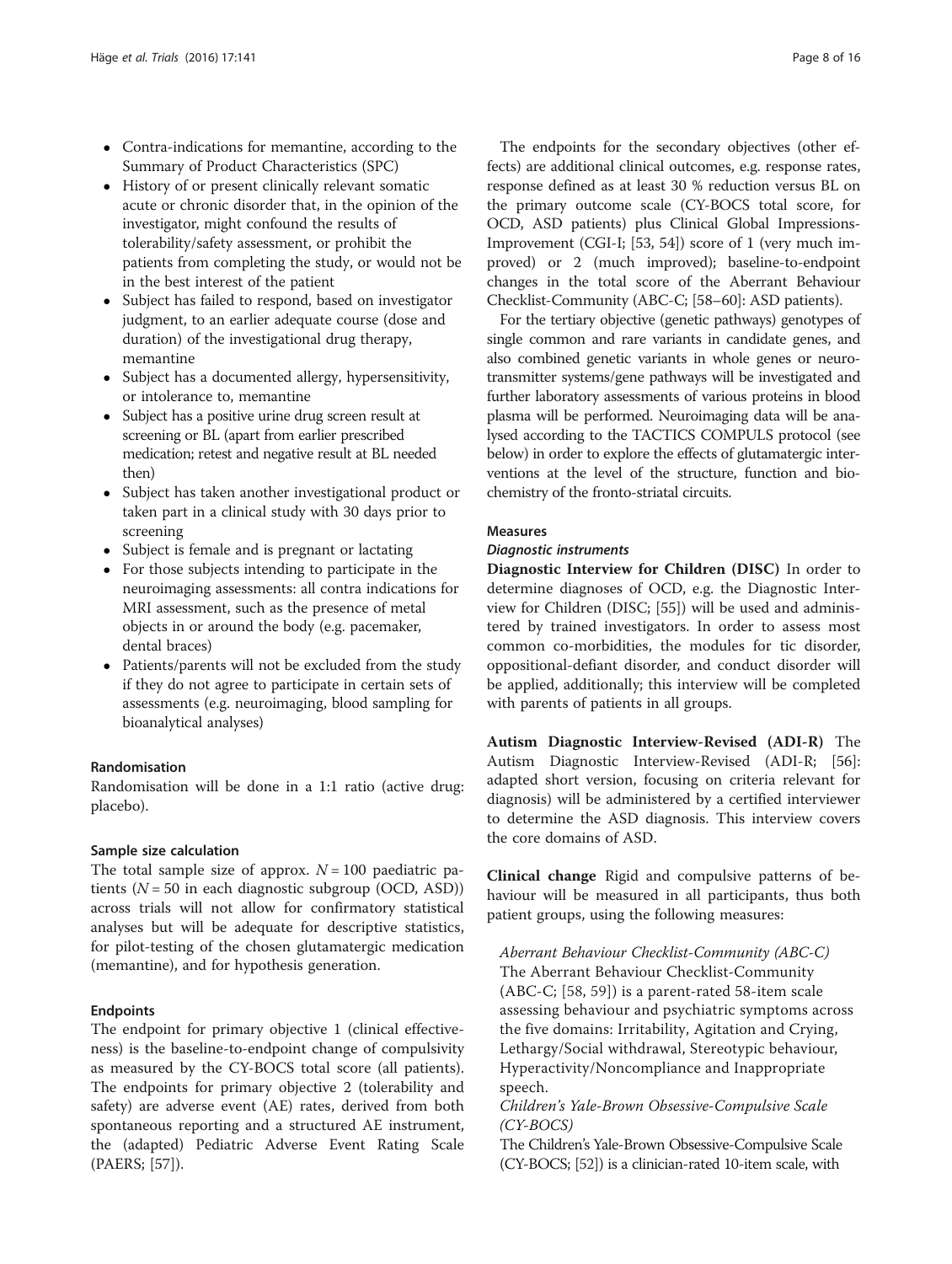- Contra-indications for memantine, according to the Summary of Product Characteristics (SPC)
- History of or present clinically relevant somatic acute or chronic disorder that, in the opinion of the investigator, might confound the results of tolerability/safety assessment, or prohibit the patients from completing the study, or would not be in the best interest of the patient
- Subject has failed to respond, based on investigator judgment, to an earlier adequate course (dose and duration) of the investigational drug therapy, memantine
- Subject has a documented allergy, hypersensitivity, or intolerance to, memantine
- Subject has a positive urine drug screen result at screening or BL (apart from earlier prescribed medication; retest and negative result at BL needed then)
- Subject has taken another investigational product or taken part in a clinical study with 30 days prior to screening
- Subject is female and is pregnant or lactating
- For those subjects intending to participate in the neuroimaging assessments: all contra indications for MRI assessment, such as the presence of metal objects in or around the body (e.g. pacemaker, dental braces)
- Patients/parents will not be excluded from the study if they do not agree to participate in certain sets of assessments (e.g. neuroimaging, blood sampling for bioanalytical analyses)

### Randomisation

Randomisation will be done in a 1:1 ratio (active drug: placebo).

### Sample size calculation

The total sample size of approx. $N = 100$ paediatric patients ($N = 50$ in each diagnostic subgroup (OCD, ASD)) across trials will not allow for confirmatory statistical analyses but will be adequate for descriptive statistics, for pilot-testing of the chosen glutamatergic medication (memantine), and for hypothesis generation.

### Endpoints

The endpoint for primary objective 1 (clinical effectiveness) is the baseline-to-endpoint change of compulsivity as measured by the CY-BOCS total score (all patients). The endpoints for primary objective 2 (tolerability and safety) are adverse event (AE) rates, derived from both spontaneous reporting and a structured AE instrument, the (adapted) Pediatric Adverse Event Rating Scale (PAERS; [57]).

The endpoints for the secondary objectives (other effects) are additional clinical outcomes, e.g. response rates, response defined as at least 30 % reduction versus BL on the primary outcome scale (CY-BOCS total score, for OCD, ASD patients) plus Clinical Global Impressions-Improvement (CGI-I; [53, 54]) score of 1 (very much improved) or 2 (much improved); baseline-to-endpoint changes in the total score of the Aberrant Behaviour Checklist-Community (ABC-C; [58–60]: ASD patients).

For the tertiary objective (genetic pathways) genotypes of single common and rare variants in candidate genes, and also combined genetic variants in whole genes or neurotransmitter systems/gene pathways will be investigated and further laboratory assessments of various proteins in blood plasma will be performed. Neuroimaging data will be analysed according to the TACTICS COMPULS protocol (see below) in order to explore the effects of glutamatergic interventions at the level of the structure, function and biochemistry of the fronto-striatal circuits.

### Measures

#### *Diagnostic instruments*

**Diagnostic Interview for Children (DISC)** In order to determine diagnoses of OCD, e.g. the Diagnostic Interview for Children (DISC; [55]) will be used and administered by trained investigators. In order to assess most common co-morbidities, the modules for tic disorder, oppositional-defiant disorder, and conduct disorder will be applied, additionally; this interview will be completed with parents of patients in all groups.

**Autism Diagnostic Interview-Revised (ADI-R)** The Autism Diagnostic Interview-Revised (ADI-R; [56]: adapted short version, focusing on criteria relevant for diagnosis) will be administered by a certified interviewer to determine the ASD diagnosis. This interview covers the core domains of ASD.

**Clinical change** Rigid and compulsive patterns of behaviour will be measured in all participants, thus both patient groups, using the following measures:

*Aberrant Behaviour Checklist-Community (ABC-C)*
The Aberrant Behaviour Checklist-Community (ABC-C; [58, 59]) is a parent-rated 58-item scale assessing behaviour and psychiatric symptoms across the five domains: Irritability, Agitation and Crying, Lethargy/Social withdrawal, Stereotypic behaviour, Hyperactivity/Noncompliance and Inappropriate speech.

*Children's Yale-Brown Obsessive-Compulsive Scale (CY-BOCS)*
The Children's Yale-Brown Obsessive-Compulsive Scale (CY-BOCS; [52]) is a clinician-rated 10-item scale, with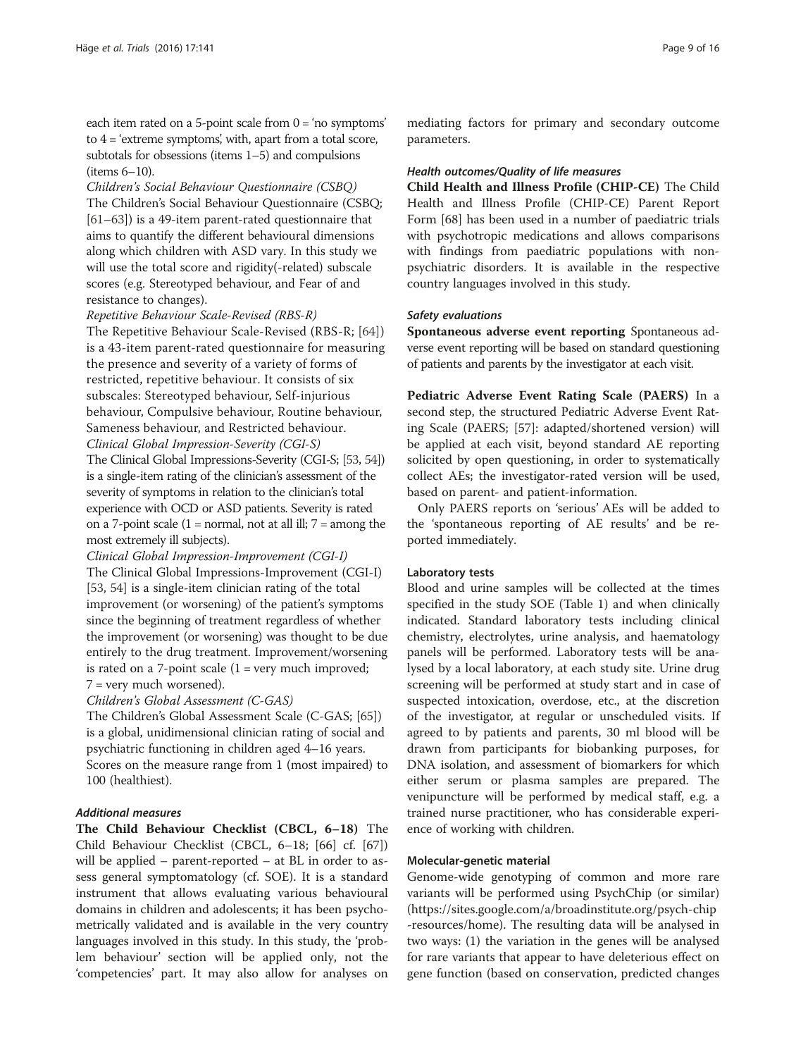each item rated on a 5-point scale from 0 = 'no symptoms' to 4 = 'extreme symptoms', with, apart from a total score, subtotals for obsessions (items 1–5) and compulsions (items 6–10).

*Children's Social Behaviour Questionnaire (CSBQ)*

The Children's Social Behaviour Questionnaire (CSBQ; [61–63]) is a 49-item parent-rated questionnaire that aims to quantify the different behavioural dimensions along which children with ASD vary. In this study we will use the total score and rigidity(-related) subscale scores (e.g. Stereotyped behaviour, and Fear of and resistance to changes).

*Repetitive Behaviour Scale-Revised (RBS-R)*

The Repetitive Behaviour Scale-Revised (RBS-R; [64]) is a 43-item parent-rated questionnaire for measuring the presence and severity of a variety of forms of restricted, repetitive behaviour. It consists of six subscales: Stereotyped behaviour, Self-injurious behaviour, Compulsive behaviour, Routine behaviour, Sameness behaviour, and Restricted behaviour.

*Clinical Global Impression-Severity (CGI-S)*

The Clinical Global Impressions-Severity (CGI-S; [53, 54]) is a single-item rating of the clinician's assessment of the severity of symptoms in relation to the clinician's total experience with OCD or ASD patients. Severity is rated on a 7-point scale (1 = normal, not at all ill; 7 = among the most extremely ill subjects).

*Clinical Global Impression-Improvement (CGI-I)*

The Clinical Global Impressions-Improvement (CGI-I) [53, 54] is a single-item clinician rating of the total improvement (or worsening) of the patient's symptoms since the beginning of treatment regardless of whether the improvement (or worsening) was thought to be due entirely to the drug treatment. Improvement/worsening is rated on a 7-point scale (1 = very much improved; 7 = very much worsened).

*Children's Global Assessment (C-GAS)*

The Children's Global Assessment Scale (C-GAS; [65]) is a global, unidimensional clinician rating of social and psychiatric functioning in children aged 4–16 years. Scores on the measure range from 1 (most impaired) to 100 (healthiest).

#### *Additional measures*

**The Child Behaviour Checklist (CBCL, 6–18)** The Child Behaviour Checklist (CBCL, 6–18; [66] cf. [67]) will be applied – parent-reported – at BL in order to assess general symptomatology (cf. SOE). It is a standard instrument that allows evaluating various behavioural domains in children and adolescents; it has been psychometrically validated and is available in the very country languages involved in this study. In this study, the 'problem behaviour' section will be applied only, not the 'competencies' part. It may also allow for analyses on mediating factors for primary and secondary outcome parameters.

#### *Health outcomes/Quality of life measures*

**Child Health and Illness Profile (CHIP-CE)** The Child Health and Illness Profile (CHIP-CE) Parent Report Form [68] has been used in a number of paediatric trials with psychotropic medications and allows comparisons with findings from paediatric populations with non-psychiatric disorders. It is available in the respective country languages involved in this study.

#### *Safety evaluations*

**Spontaneous adverse event reporting** Spontaneous adverse event reporting will be based on standard questioning of patients and parents by the investigator at each visit.

**Pediatric Adverse Event Rating Scale (PAERS)** In a second step, the structured Pediatric Adverse Event Rating Scale (PAERS; [57]: adapted/shortened version) will be applied at each visit, beyond standard AE reporting solicited by open questioning, in order to systematically collect AEs; the investigator-rated version will be used, based on parent- and patient-information.

Only PAERS reports on 'serious' AEs will be added to the 'spontaneous reporting of AE results' and be reported immediately.

#### Laboratory tests

Blood and urine samples will be collected at the times specified in the study SOE (Table 1) and when clinically indicated. Standard laboratory tests including clinical chemistry, electrolytes, urine analysis, and haematology panels will be performed. Laboratory tests will be analysed by a local laboratory, at each study site. Urine drug screening will be performed at study start and in case of suspected intoxication, overdose, etc., at the discretion of the investigator, at regular or unscheduled visits. If agreed to by patients and parents, 30 ml blood will be drawn from participants for biobanking purposes, for DNA isolation, and assessment of biomarkers for which either serum or plasma samples are prepared. The venipuncture will be performed by medical staff, e.g. a trained nurse practitioner, who has considerable experience of working with children.

#### Molecular-genetic material

Genome-wide genotyping of common and more rare variants will be performed using PsychChip (or similar) (https://sites.google.com/a/broadinstitute.org/psych-chip-resources/home). The resulting data will be analysed in two ways: (1) the variation in the genes will be analysed for rare variants that appear to have deleterious effect on gene function (based on conservation, predicted changes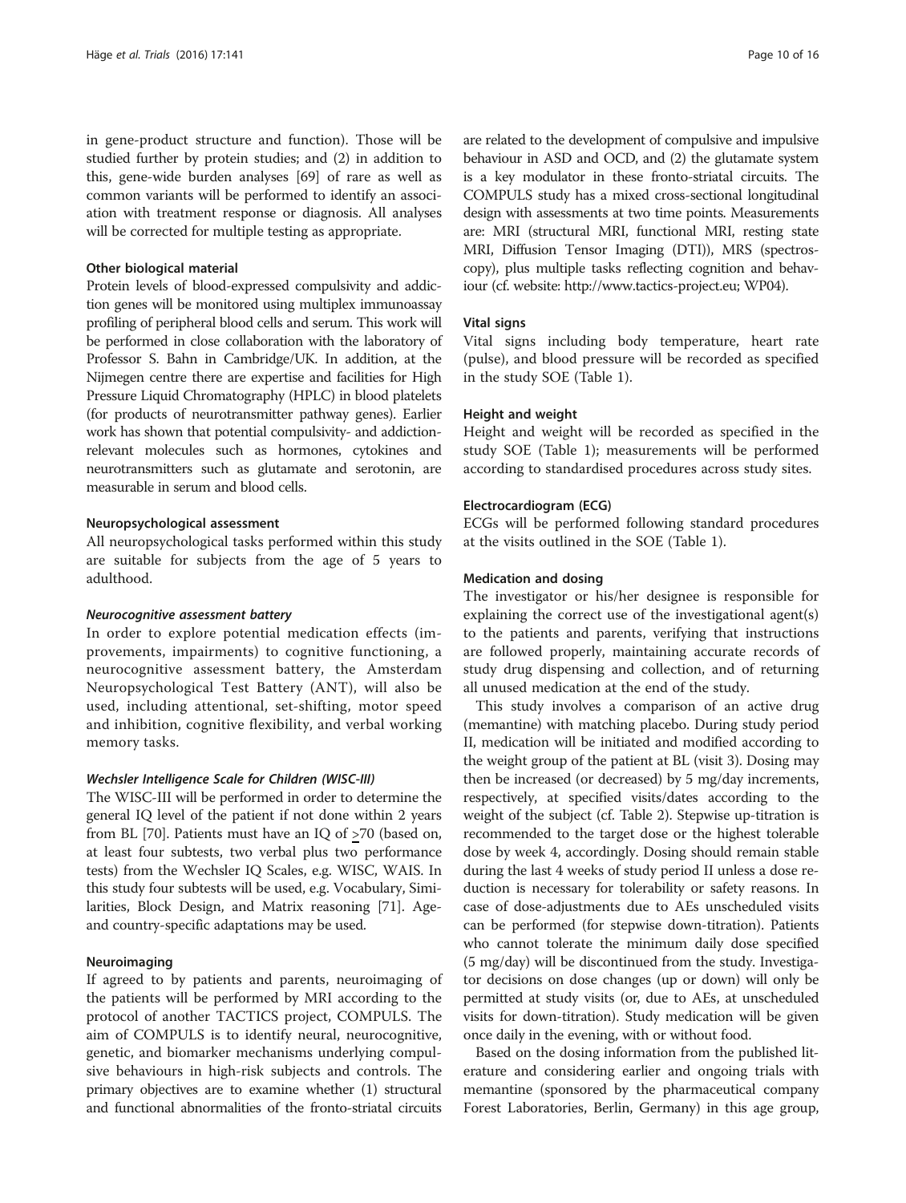in gene-product structure and function). Those will be studied further by protein studies; and (2) in addition to this, gene-wide burden analyses [69] of rare as well as common variants will be performed to identify an association with treatment response or diagnosis. All analyses will be corrected for multiple testing as appropriate.

#### Other biological material

Protein levels of blood-expressed compulsivity and addiction genes will be monitored using multiplex immunoassay profiling of peripheral blood cells and serum. This work will be performed in close collaboration with the laboratory of Professor S. Bahn in Cambridge/UK. In addition, at the Nijmegen centre there are expertise and facilities for High Pressure Liquid Chromatography (HPLC) in blood platelets (for products of neurotransmitter pathway genes). Earlier work has shown that potential compulsivity- and addiction-relevant molecules such as hormones, cytokines and neurotransmitters such as glutamate and serotonin, are measurable in serum and blood cells.

#### Neuropsychological assessment

All neuropsychological tasks performed within this study are suitable for subjects from the age of 5 years to adulthood.

##### *Neurocognitive assessment battery*

In order to explore potential medication effects (improvements, impairments) to cognitive functioning, a neurocognitive assessment battery, the Amsterdam Neuropsychological Test Battery (ANT), will also be used, including attentional, set-shifting, motor speed and inhibition, cognitive flexibility, and verbal working memory tasks.

##### *Wechsler Intelligence Scale for Children (WISC-III)*

The WISC-III will be performed in order to determine the general IQ level of the patient if not done within 2 years from BL [70]. Patients must have an IQ of ≥70 (based on, at least four subtests, two verbal plus two performance tests) from the Wechsler IQ Scales, e.g. WISC, WAIS. In this study four subtests will be used, e.g. Vocabulary, Similarities, Block Design, and Matrix reasoning [71]. Age- and country-specific adaptations may be used.

#### Neuroimaging

If agreed to by patients and parents, neuroimaging of the patients will be performed by MRI according to the protocol of another TACTICS project, COMPULS. The aim of COMPULS is to identify neural, neurocognitive, genetic, and biomarker mechanisms underlying compulsive behaviours in high-risk subjects and controls. The primary objectives are to examine whether (1) structural and functional abnormalities of the fronto-striatal circuits are related to the development of compulsive and impulsive behaviour in ASD and OCD, and (2) the glutamate system is a key modulator in these fronto-striatal circuits. The COMPULS study has a mixed cross-sectional longitudinal design with assessments at two time points. Measurements are: MRI (structural MRI, functional MRI, resting state MRI, Diffusion Tensor Imaging (DTI)), MRS (spectroscopy), plus multiple tasks reflecting cognition and behaviour (cf. website: http://www.tactics-project.eu; WP04).

#### Vital signs

Vital signs including body temperature, heart rate (pulse), and blood pressure will be recorded as specified in the study SOE (Table 1).

#### Height and weight

Height and weight will be recorded as specified in the study SOE (Table 1); measurements will be performed according to standardised procedures across study sites.

#### Electrocardiogram (ECG)

ECGs will be performed following standard procedures at the visits outlined in the SOE (Table 1).

#### Medication and dosing

The investigator or his/her designee is responsible for explaining the correct use of the investigational agent(s) to the patients and parents, verifying that instructions are followed properly, maintaining accurate records of study drug dispensing and collection, and of returning all unused medication at the end of the study.

This study involves a comparison of an active drug (memantine) with matching placebo. During study period II, medication will be initiated and modified according to the weight group of the patient at BL (visit 3). Dosing may then be increased (or decreased) by 5 mg/day increments, respectively, at specified visits/dates according to the weight of the subject (cf. Table 2). Stepwise up-titration is recommended to the target dose or the highest tolerable dose by week 4, accordingly. Dosing should remain stable during the last 4 weeks of study period II unless a dose reduction is necessary for tolerability or safety reasons. In case of dose-adjustments due to AEs unscheduled visits can be performed (for stepwise down-titration). Patients who cannot tolerate the minimum daily dose specified (5 mg/day) will be discontinued from the study. Investigator decisions on dose changes (up or down) will only be permitted at study visits (or, due to AEs, at unscheduled visits for down-titration). Study medication will be given once daily in the evening, with or without food.

Based on the dosing information from the published literature and considering earlier and ongoing trials with memantine (sponsored by the pharmaceutical company Forest Laboratories, Berlin, Germany) in this age group,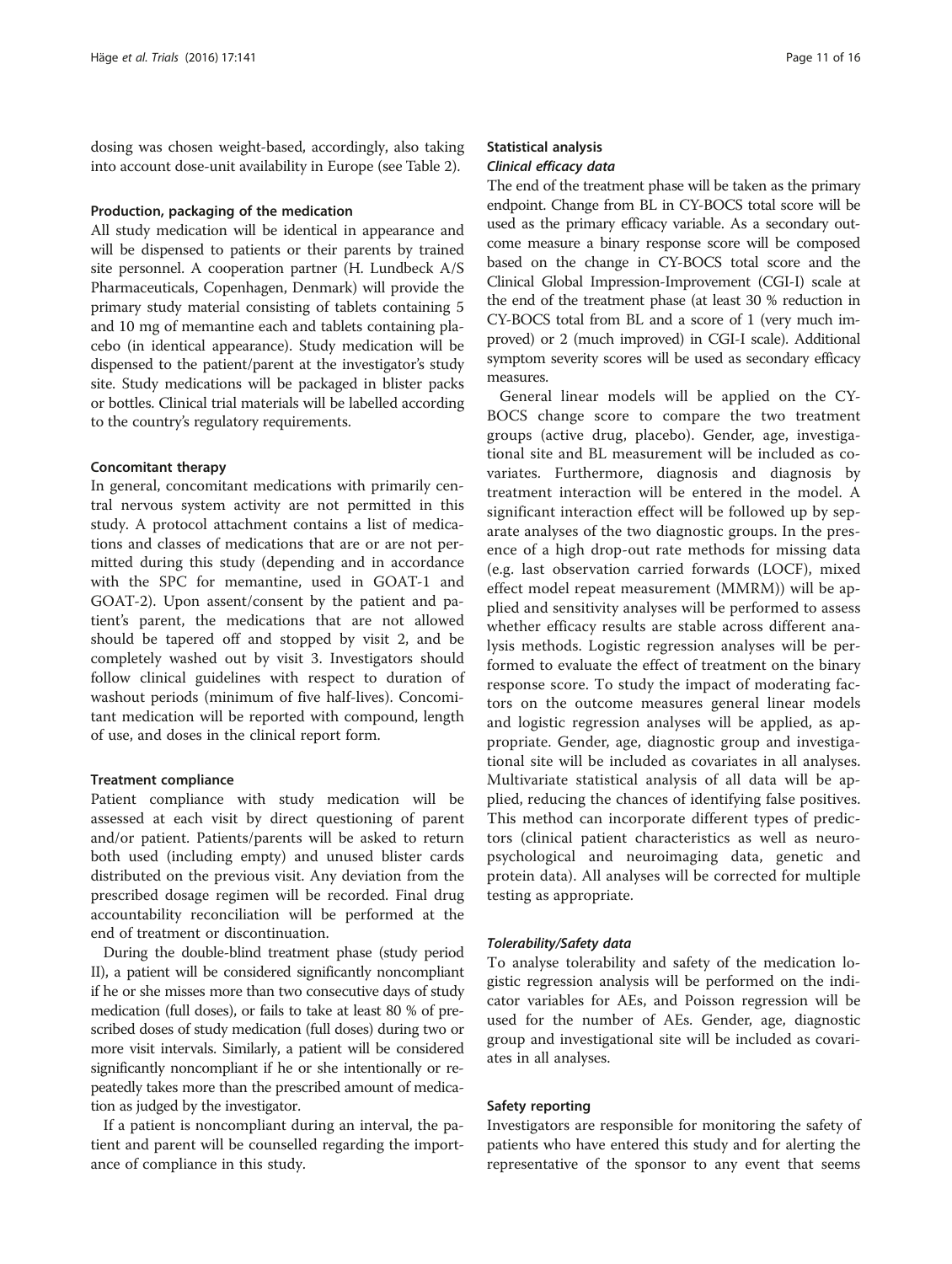dosing was chosen weight-based, accordingly, also taking into account dose-unit availability in Europe (see Table 2).

#### Production, packaging of the medication

All study medication will be identical in appearance and will be dispensed to patients or their parents by trained site personnel. A cooperation partner (H. Lundbeck A/S Pharmaceuticals, Copenhagen, Denmark) will provide the primary study material consisting of tablets containing 5 and 10 mg of memantine each and tablets containing placebo (in identical appearance). Study medication will be dispensed to the patient/parent at the investigator's study site. Study medications will be packaged in blister packs or bottles. Clinical trial materials will be labelled according to the country's regulatory requirements.

#### Concomitant therapy

In general, concomitant medications with primarily central nervous system activity are not permitted in this study. A protocol attachment contains a list of medications and classes of medications that are or are not permitted during this study (depending and in accordance with the SPC for memantine, used in GOAT-1 and GOAT-2). Upon assent/consent by the patient and patient's parent, the medications that are not allowed should be tapered off and stopped by visit 2, and be completely washed out by visit 3. Investigators should follow clinical guidelines with respect to duration of washout periods (minimum of five half-lives). Concomitant medication will be reported with compound, length of use, and doses in the clinical report form.

#### Treatment compliance

Patient compliance with study medication will be assessed at each visit by direct questioning of parent and/or patient. Patients/parents will be asked to return both used (including empty) and unused blister cards distributed on the previous visit. Any deviation from the prescribed dosage regimen will be recorded. Final drug accountability reconciliation will be performed at the end of treatment or discontinuation.

During the double-blind treatment phase (study period II), a patient will be considered significantly noncompliant if he or she misses more than two consecutive days of study medication (full doses), or fails to take at least 80 % of prescribed doses of study medication (full doses) during two or more visit intervals. Similarly, a patient will be considered significantly noncompliant if he or she intentionally or repeatedly takes more than the prescribed amount of medication as judged by the investigator.

If a patient is noncompliant during an interval, the patient and parent will be counselled regarding the importance of compliance in this study.

### Statistical analysis

#### *Clinical efficacy data*

The end of the treatment phase will be taken as the primary endpoint. Change from BL in CY-BOCS total score will be used as the primary efficacy variable. As a secondary outcome measure a binary response score will be composed based on the change in CY-BOCS total score and the Clinical Global Impression-Improvement (CGI-I) scale at the end of the treatment phase (at least 30 % reduction in CY-BOCS total from BL and a score of 1 (very much improved) or 2 (much improved) in CGI-I scale). Additional symptom severity scores will be used as secondary efficacy measures.

General linear models will be applied on the CY-BOCS change score to compare the two treatment groups (active drug, placebo). Gender, age, investigational site and BL measurement will be included as covariates. Furthermore, diagnosis and diagnosis by treatment interaction will be entered in the model. A significant interaction effect will be followed up by separate analyses of the two diagnostic groups. In the presence of a high drop-out rate methods for missing data (e.g. last observation carried forwards (LOCF), mixed effect model repeat measurement (MMRM)) will be applied and sensitivity analyses will be performed to assess whether efficacy results are stable across different analysis methods. Logistic regression analyses will be performed to evaluate the effect of treatment on the binary response score. To study the impact of moderating factors on the outcome measures general linear models and logistic regression analyses will be applied, as appropriate. Gender, age, diagnostic group and investigational site will be included as covariates in all analyses. Multivariate statistical analysis of all data will be applied, reducing the chances of identifying false positives. This method can incorporate different types of predictors (clinical patient characteristics as well as neuropsychological and neuroimaging data, genetic and protein data). All analyses will be corrected for multiple testing as appropriate.

#### *Tolerability/Safety data*

To analyse tolerability and safety of the medication logistic regression analysis will be performed on the indicator variables for AEs, and Poisson regression will be used for the number of AEs. Gender, age, diagnostic group and investigational site will be included as covariates in all analyses.

#### Safety reporting

Investigators are responsible for monitoring the safety of patients who have entered this study and for alerting the representative of the sponsor to any event that seems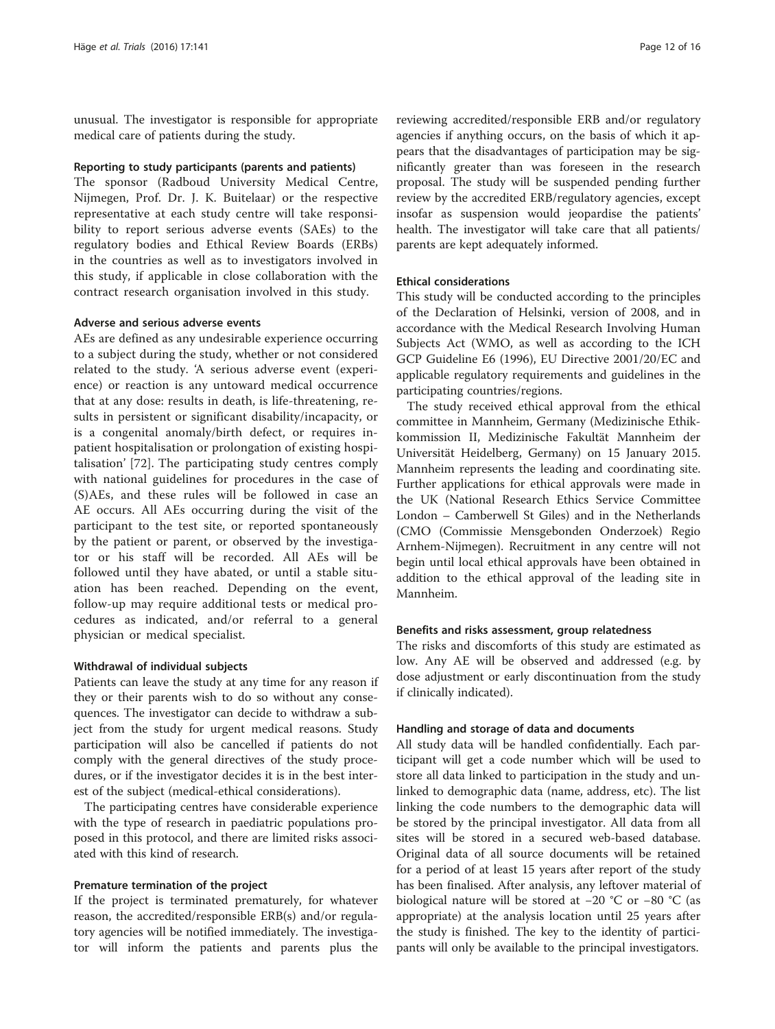unusual. The investigator is responsible for appropriate medical care of patients during the study.

### Reporting to study participants (parents and patients)

The sponsor (Radboud University Medical Centre, Nijmegen, Prof. Dr. J. K. Buitelaar) or the respective representative at each study centre will take responsibility to report serious adverse events (SAEs) to the regulatory bodies and Ethical Review Boards (ERBs) in the countries as well as to investigators involved in this study, if applicable in close collaboration with the contract research organisation involved in this study.

### Adverse and serious adverse events

AEs are defined as any undesirable experience occurring to a subject during the study, whether or not considered related to the study. 'A serious adverse event (experience) or reaction is any untoward medical occurrence that at any dose: results in death, is life-threatening, results in persistent or significant disability/incapacity, or is a congenital anomaly/birth defect, or requires inpatient hospitalisation or prolongation of existing hospitalisation' [72]. The participating study centres comply with national guidelines for procedures in the case of (S)AEs, and these rules will be followed in case an AE occurs. All AEs occurring during the visit of the participant to the test site, or reported spontaneously by the patient or parent, or observed by the investigator or his staff will be recorded. All AEs will be followed until they have abated, or until a stable situation has been reached. Depending on the event, follow-up may require additional tests or medical procedures as indicated, and/or referral to a general physician or medical specialist.

### Withdrawal of individual subjects

Patients can leave the study at any time for any reason if they or their parents wish to do so without any consequences. The investigator can decide to withdraw a subject from the study for urgent medical reasons. Study participation will also be cancelled if patients do not comply with the general directives of the study procedures, or if the investigator decides it is in the best interest of the subject (medical-ethical considerations).

The participating centres have considerable experience with the type of research in paediatric populations proposed in this protocol, and there are limited risks associated with this kind of research.

### Premature termination of the project

If the project is terminated prematurely, for whatever reason, the accredited/responsible ERB(s) and/or regulatory agencies will be notified immediately. The investigator will inform the patients and parents plus the reviewing accredited/responsible ERB and/or regulatory agencies if anything occurs, on the basis of which it appears that the disadvantages of participation may be significantly greater than was foreseen in the research proposal. The study will be suspended pending further review by the accredited ERB/regulatory agencies, except insofar as suspension would jeopardise the patients' health. The investigator will take care that all patients/parents are kept adequately informed.

### Ethical considerations

This study will be conducted according to the principles of the Declaration of Helsinki, version of 2008, and in accordance with the Medical Research Involving Human Subjects Act (WMO, as well as according to the ICH GCP Guideline E6 (1996), EU Directive 2001/20/EC and applicable regulatory requirements and guidelines in the participating countries/regions.

The study received ethical approval from the ethical committee in Mannheim, Germany (Medizinische Ethikkommission II, Medizinische Fakultät Mannheim der Universität Heidelberg, Germany) on 15 January 2015. Mannheim represents the leading and coordinating site. Further applications for ethical approvals were made in the UK (National Research Ethics Service Committee London – Camberwell St Giles) and in the Netherlands (CMO (Commissie Mensgebonden Onderzoek) Regio Arnhem-Nijmegen). Recruitment in any centre will not begin until local ethical approvals have been obtained in addition to the ethical approval of the leading site in Mannheim.

### Benefits and risks assessment, group relatedness

The risks and discomforts of this study are estimated as low. Any AE will be observed and addressed (e.g. by dose adjustment or early discontinuation from the study if clinically indicated).

### Handling and storage of data and documents

All study data will be handled confidentially. Each participant will get a code number which will be used to store all data linked to participation in the study and unlinked to demographic data (name, address, etc). The list linking the code numbers to the demographic data will be stored by the principal investigator. All data from all sites will be stored in a secured web-based database. Original data of all source documents will be retained for a period of at least 15 years after report of the study has been finalised. After analysis, any leftover material of biological nature will be stored at −20 °C or −80 °C (as appropriate) at the analysis location until 25 years after the study is finished. The key to the identity of participants will only be available to the principal investigators.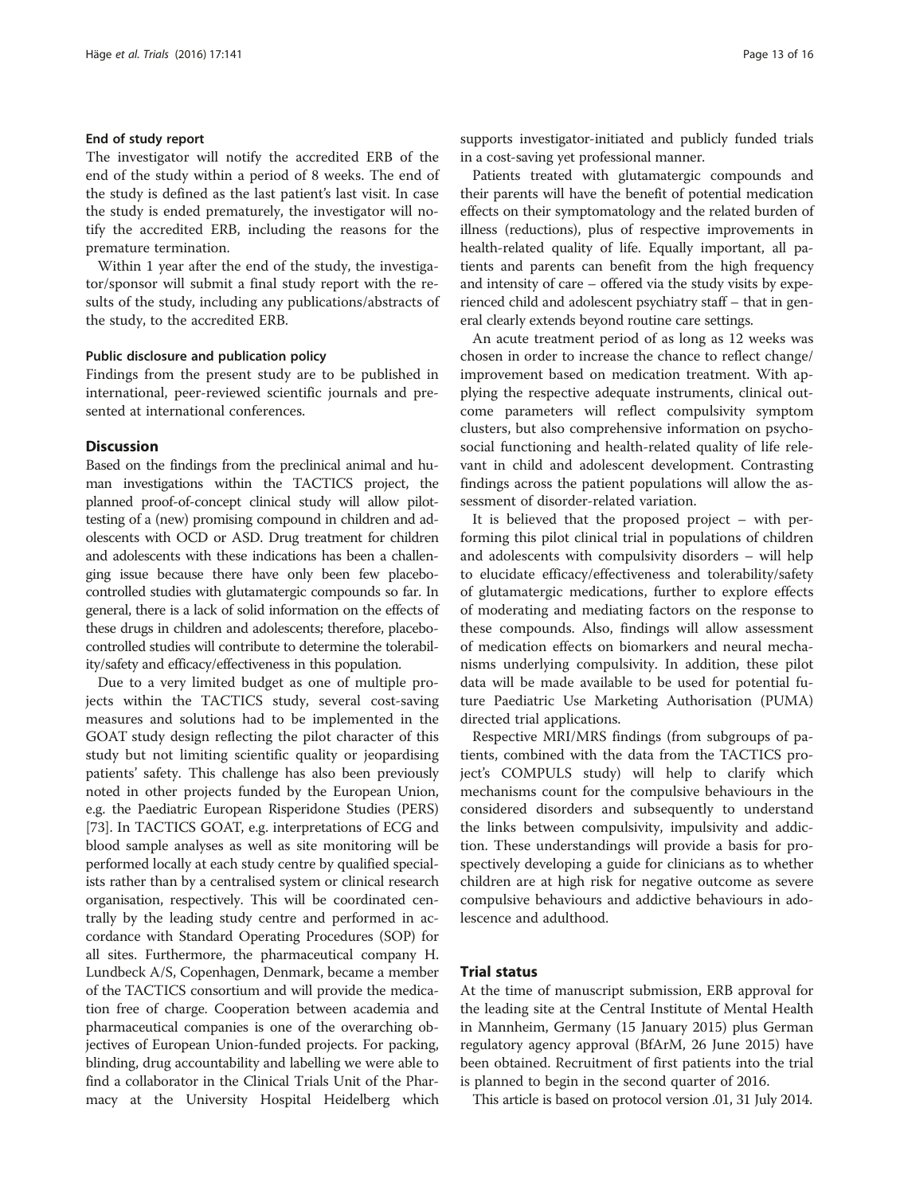### End of study report

The investigator will notify the accredited ERB of the end of the study within a period of 8 weeks. The end of the study is defined as the last patient's last visit. In case the study is ended prematurely, the investigator will notify the accredited ERB, including the reasons for the premature termination.

Within 1 year after the end of the study, the investigator/sponsor will submit a final study report with the results of the study, including any publications/abstracts of the study, to the accredited ERB.

### Public disclosure and publication policy

Findings from the present study are to be published in international, peer-reviewed scientific journals and presented at international conferences.

## Discussion

Based on the findings from the preclinical animal and human investigations within the TACTICS project, the planned proof-of-concept clinical study will allow pilot-testing of a (new) promising compound in children and adolescents with OCD or ASD. Drug treatment for children and adolescents with these indications has been a challenging issue because there have only been few placebo-controlled studies with glutamatergic compounds so far. In general, there is a lack of solid information on the effects of these drugs in children and adolescents; therefore, placebo-controlled studies will contribute to determine the tolerability/safety and efficacy/effectiveness in this population.

Due to a very limited budget as one of multiple projects within the TACTICS study, several cost-saving measures and solutions had to be implemented in the GOAT study design reflecting the pilot character of this study but not limiting scientific quality or jeopardising patients' safety. This challenge has also been previously noted in other projects funded by the European Union, e.g. the Paediatric European Risperidone Studies (PERS) [73]. In TACTICS GOAT, e.g. interpretations of ECG and blood sample analyses as well as site monitoring will be performed locally at each study centre by qualified specialists rather than by a centralised system or clinical research organisation, respectively. This will be coordinated centrally by the leading study centre and performed in accordance with Standard Operating Procedures (SOP) for all sites. Furthermore, the pharmaceutical company H. Lundbeck A/S, Copenhagen, Denmark, became a member of the TACTICS consortium and will provide the medication free of charge. Cooperation between academia and pharmaceutical companies is one of the overarching objectives of European Union-funded projects. For packing, blinding, drug accountability and labelling we were able to find a collaborator in the Clinical Trials Unit of the Pharmacy at the University Hospital Heidelberg which supports investigator-initiated and publicly funded trials in a cost-saving yet professional manner.

Patients treated with glutamatergic compounds and their parents will have the benefit of potential medication effects on their symptomatology and the related burden of illness (reductions), plus of respective improvements in health-related quality of life. Equally important, all patients and parents can benefit from the high frequency and intensity of care – offered via the study visits by experienced child and adolescent psychiatry staff – that in general clearly extends beyond routine care settings.

An acute treatment period of as long as 12 weeks was chosen in order to increase the chance to reflect change/improvement based on medication treatment. With applying the respective adequate instruments, clinical outcome parameters will reflect compulsivity symptom clusters, but also comprehensive information on psychosocial functioning and health-related quality of life relevant in child and adolescent development. Contrasting findings across the patient populations will allow the assessment of disorder-related variation.

It is believed that the proposed project – with performing this pilot clinical trial in populations of children and adolescents with compulsivity disorders – will help to elucidate efficacy/effectiveness and tolerability/safety of glutamatergic medications, further to explore effects of moderating and mediating factors on the response to these compounds. Also, findings will allow assessment of medication effects on biomarkers and neural mechanisms underlying compulsivity. In addition, these pilot data will be made available to be used for potential future Paediatric Use Marketing Authorisation (PUMA) directed trial applications.

Respective MRI/MRS findings (from subgroups of patients, combined with the data from the TACTICS project's COMPULS study) will help to clarify which mechanisms count for the compulsive behaviours in the considered disorders and subsequently to understand the links between compulsivity, impulsivity and addiction. These understandings will provide a basis for prospectively developing a guide for clinicians as to whether children are at high risk for negative outcome as severe compulsive behaviours and addictive behaviours in adolescence and adulthood.

## Trial status

At the time of manuscript submission, ERB approval for the leading site at the Central Institute of Mental Health in Mannheim, Germany (15 January 2015) plus German regulatory agency approval (BfArM, 26 June 2015) have been obtained. Recruitment of first patients into the trial is planned to begin in the second quarter of 2016.

This article is based on protocol version .01, 31 July 2014.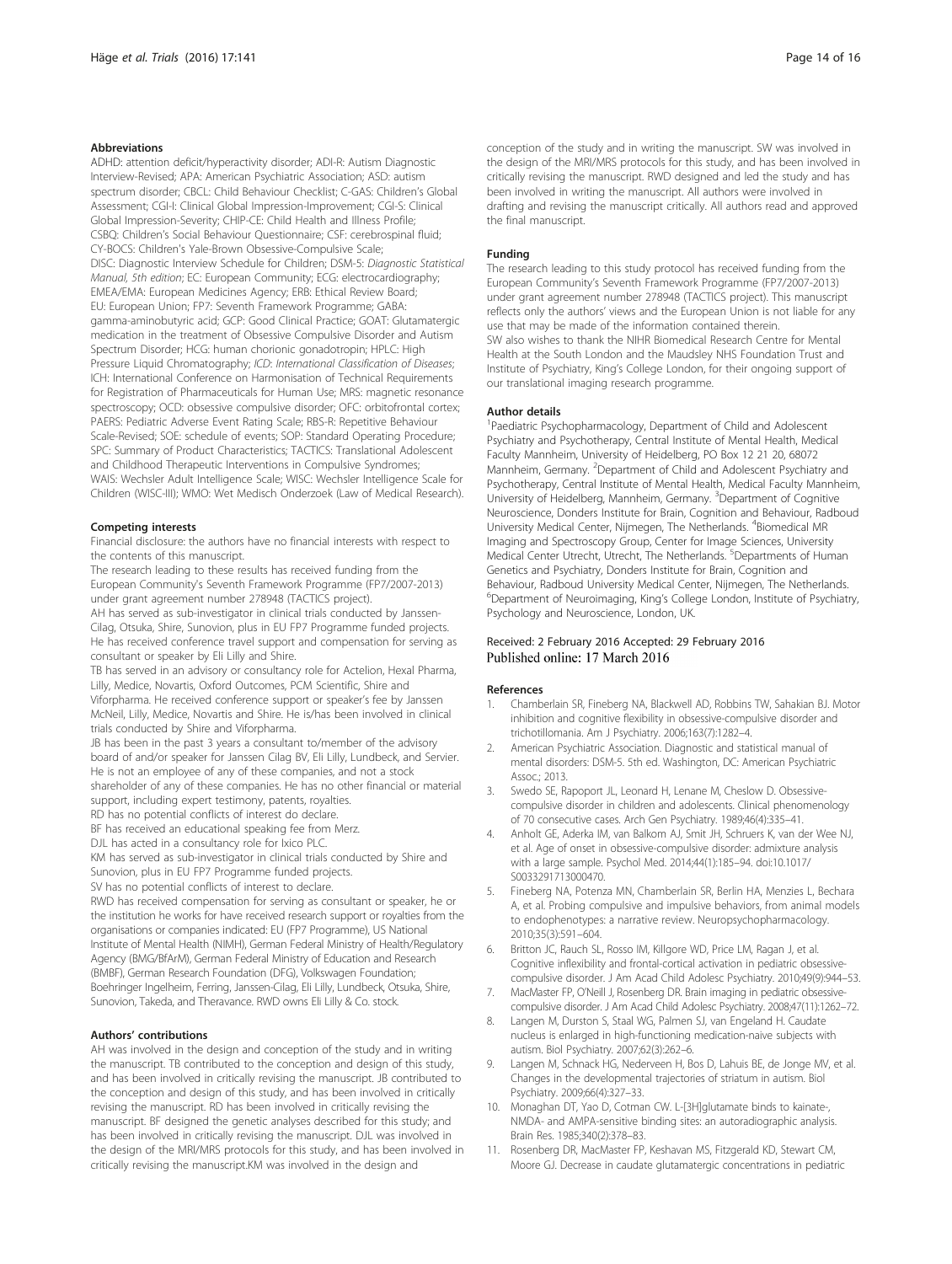## Abbreviations

ADHD: attention deficit/hyperactivity disorder; ADI-R: Autism Diagnostic Interview-Revised; APA: American Psychiatric Association; ASD: autism spectrum disorder; CBCL: Child Behaviour Checklist; C-GAS: Children's Global Assessment; CGI-I: Clinical Global Impression-Improvement; CGI-S: Clinical Global Impression-Severity; CHIP-CE: Child Health and Illness Profile; CSBQ: Children's Social Behaviour Questionnaire; CSF: cerebrospinal fluid; CY-BOCS: Children's Yale-Brown Obsessive-Compulsive Scale; DISC: Diagnostic Interview Schedule for Children; DSM-5: *Diagnostic Statistical Manual, 5th edition*; EC: European Community; ECG: electrocardiography; EMEA/EMA: European Medicines Agency; ERB: Ethical Review Board; EU: European Union; FP7: Seventh Framework Programme; GABA: gamma-aminobutyric acid; GCP: Good Clinical Practice; GOAT: Glutamatergic medication in the treatment of Obsessive Compulsive Disorder and Autism Spectrum Disorder; HCG: human chorionic gonadotropin; HPLC: High Pressure Liquid Chromatography; *ICD*: *International Classification of Diseases*; ICH: International Conference on Harmonisation of Technical Requirements for Registration of Pharmaceuticals for Human Use; MRS: magnetic resonance spectroscopy; OCD: obsessive compulsive disorder; OFC: orbitofrontal cortex; PAERS: Pediatric Adverse Event Rating Scale; RBS-R: Repetitive Behaviour Scale-Revised; SOE: schedule of events; SOP: Standard Operating Procedure; SPC: Summary of Product Characteristics; TACTICS: Translational Adolescent and Childhood Therapeutic Interventions in Compulsive Syndromes; WAIS: Wechsler Adult Intelligence Scale; WISC: Wechsler Intelligence Scale for Children (WISC-III); WMO: Wet Medisch Onderzoek (Law of Medical Research).

## Competing interests

Financial disclosure: the authors have no financial interests with respect to the contents of this manuscript.

The research leading to these results has received funding from the European Community's Seventh Framework Programme (FP7/2007-2013) under grant agreement number 278948 (TACTICS project).

AH has served as sub-investigator in clinical trials conducted by Janssen-Cilag, Otsuka, Shire, Sunovion, plus in EU FP7 Programme funded projects. He has received conference travel support and compensation for serving as consultant or speaker by Eli Lilly and Shire.

TB has served in an advisory or consultancy role for Actelion, Hexal Pharma, Lilly, Medice, Novartis, Oxford Outcomes, PCM Scientific, Shire and Viforpharma. He received conference support or speaker's fee by Janssen McNeil, Lilly, Medice, Novartis and Shire. He is/has been involved in clinical trials conducted by Shire and Viforpharma.

JB has been in the past 3 years a consultant to/member of the advisory board of and/or speaker for Janssen Cilag BV, Eli Lilly, Lundbeck, and Servier. He is not an employee of any of these companies, and not a stock shareholder of any of these companies. He has no other financial or material support, including expert testimony, patents, royalties.

RD has no potential conflicts of interest do declare.

BF has received an educational speaking fee from Merz.

DJL has acted in a consultancy role for Ixico PLC.

KM has served as sub-investigator in clinical trials conducted by Shire and Sunovion, plus in EU FP7 Programme funded projects.

SV has no potential conflicts of interest to declare.

RWD has received compensation for serving as consultant or speaker, he or the institution he works for have received research support or royalties from the organisations or companies indicated: EU (FP7 Programme), US National Institute of Mental Health (NIMH), German Federal Ministry of Health/Regulatory Agency (BMG/BfArM), German Federal Ministry of Education and Research (BMBF), German Research Foundation (DFG), Volkswagen Foundation; Boehringer Ingelheim, Ferring, Janssen-Cilag, Eli Lilly, Lundbeck, Otsuka, Shire, Sunovion, Takeda, and Theravance. RWD owns Eli Lilly & Co. stock.

## Authors' contributions

AH was involved in the design and conception of the study and in writing the manuscript. TB contributed to the conception and design of this study, and has been involved in critically revising the manuscript. JB contributed to the conception and design of this study, and has been involved in critically revising the manuscript. RD has been involved in critically revising the manuscript. BF designed the genetic analyses described for this study; and has been involved in critically revising the manuscript. DJL was involved in the design of the MRI/MRS protocols for this study, and has been involved in critically revising the manuscript.KM was involved in the design and conception of the study and in writing the manuscript. SW was involved in the design of the MRI/MRS protocols for this study, and has been involved in critically revising the manuscript. RWD designed and led the study and has been involved in writing the manuscript. All authors were involved in drafting and revising the manuscript critically. All authors read and approved the final manuscript.

## Funding

The research leading to this study protocol has received funding from the European Community's Seventh Framework Programme (FP7/2007-2013) under grant agreement number 278948 (TACTICS project). This manuscript reflects only the authors' views and the European Union is not liable for any use that may be made of the information contained therein.

SW also wishes to thank the NIHR Biomedical Research Centre for Mental Health at the South London and the Maudsley NHS Foundation Trust and Institute of Psychiatry, King's College London, for their ongoing support of our translational imaging research programme.

## Author details

[1]Paediatric Psychopharmacology, Department of Child and Adolescent Psychiatry and Psychotherapy, Central Institute of Mental Health, Medical Faculty Mannheim, University of Heidelberg, PO Box 12 21 20, 68072 Mannheim, Germany. [2]Department of Child and Adolescent Psychiatry and Psychotherapy, Central Institute of Mental Health, Medical Faculty Mannheim, University of Heidelberg, Mannheim, Germany. [3]Department of Cognitive Neuroscience, Donders Institute for Brain, Cognition and Behaviour, Radboud University Medical Center, Nijmegen, The Netherlands. [4]Biomedical MR Imaging and Spectroscopy Group, Center for Image Sciences, University Medical Center Utrecht, Utrecht, The Netherlands. [5]Departments of Human Genetics and Psychiatry, Donders Institute for Brain, Cognition and Behaviour, Radboud University Medical Center, Nijmegen, The Netherlands. [6]Department of Neuroimaging, King's College London, Institute of Psychiatry, Psychology and Neuroscience, London, UK.

Received: 2 February 2016 Accepted: 29 February 2016
Published online: 17 March 2016

## References

1. Chamberlain SR, Fineberg NA, Blackwell AD, Robbins TW, Sahakian BJ. Motor inhibition and cognitive flexibility in obsessive-compulsive disorder and trichotillomania. Am J Psychiatry. 2006;163(7):1282–4.
2. American Psychiatric Association. Diagnostic and statistical manual of mental disorders: DSM-5. 5th ed. Washington, DC: American Psychiatric Assoc.; 2013.
3. Swedo SE, Rapoport JL, Leonard H, Lenane M, Cheslow D. Obsessive-compulsive disorder in children and adolescents. Clinical phenomenology of 70 consecutive cases. Arch Gen Psychiatry. 1989;46(4):335–41.
4. Anholt GE, Aderka IM, van Balkom AJ, Smit JH, Schruers K, van der Wee NJ, et al. Age of onset in obsessive-compulsive disorder: admixture analysis with a large sample. Psychol Med. 2014;44(1):185–94. doi:10.1017/S0033291713000470.
5. Fineberg NA, Potenza MN, Chamberlain SR, Berlin HA, Menzies L, Bechara A, et al. Probing compulsive and impulsive behaviors, from animal models to endophenotypes: a narrative review. Neuropsychopharmacology. 2010;35(3):591–604.
6. Britton JC, Rauch SL, Rosso IM, Killgore WD, Price LM, Ragan J, et al. Cognitive inflexibility and frontal-cortical activation in pediatric obsessive-compulsive disorder. J Am Acad Child Adolesc Psychiatry. 2010;49(9):944–53.
7. MacMaster FP, O'Neill J, Rosenberg DR. Brain imaging in pediatric obsessive-compulsive disorder. J Am Acad Child Adolesc Psychiatry. 2008;47(11):1262–72.
8. Langen M, Durston S, Staal WG, Palmen SJ, van Engeland H. Caudate nucleus is enlarged in high-functioning medication-naive subjects with autism. Biol Psychiatry. 2007;62(3):262–6.
9. Langen M, Schnack HG, Nederveen H, Bos D, Lahuis BE, de Jonge MV, et al. Changes in the developmental trajectories of striatum in autism. Biol Psychiatry. 2009;66(4):327–33.
10. Monaghan DT, Yao D, Cotman CW. L-[3H]glutamate binds to kainate-, NMDA- and AMPA-sensitive binding sites: an autoradiographic analysis. Brain Res. 1985;340(2):378–83.
11. Rosenberg DR, MacMaster FP, Keshavan MS, Fitzgerald KD, Stewart CM, Moore GJ. Decrease in caudate glutamatergic concentrations in pediatric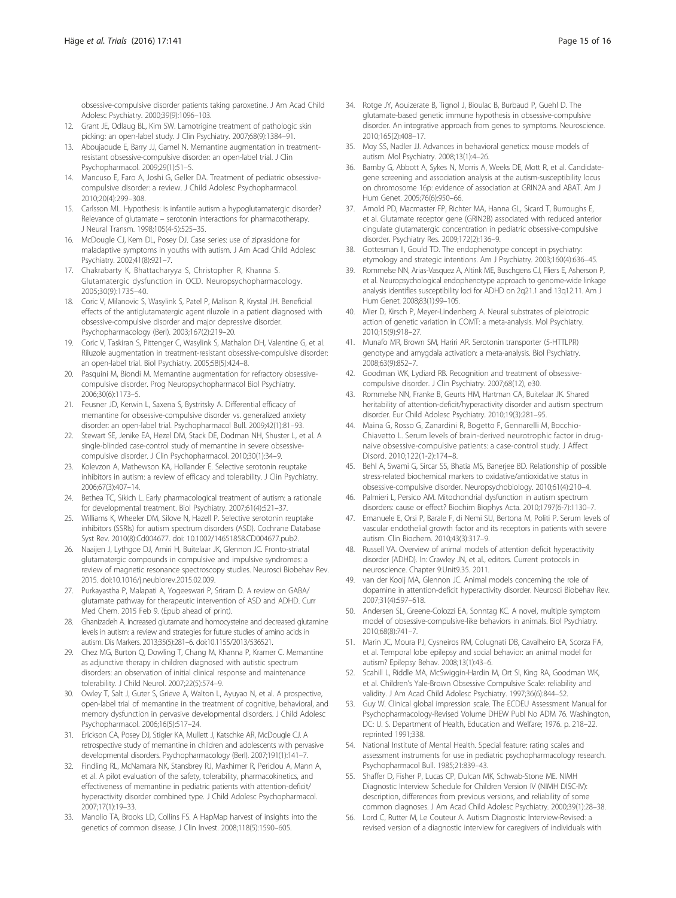obsessive-compulsive disorder patients taking paroxetine. J Am Acad Child Adolesc Psychiatry. 2000;39(9):1096–103.

12. Grant JE, Odlaug BL, Kim SW. Lamotrigine treatment of pathologic skin picking: an open-label study. J Clin Psychiatry. 2007;68(9):1384–91.
13. Aboujaoude E, Barry JJ, Gamel N. Memantine augmentation in treatment-resistant obsessive-compulsive disorder: an open-label trial. J Clin Psychopharmacol. 2009;29(1):51–5.
14. Mancuso E, Faro A, Joshi G, Geller DA. Treatment of pediatric obsessive-compulsive disorder: a review. J Child Adolesc Psychopharmacol. 2010;20(4):299–308.
15. Carlsson ML. Hypothesis: is infantile autism a hypoglutamatergic disorder? Relevance of glutamate – serotonin interactions for pharmacotherapy. J Neural Transm. 1998;105(4-5):525–35.
16. McDougle CJ, Kem DL, Posey DJ. Case series: use of ziprasidone for maladaptive symptoms in youths with autism. J Am Acad Child Adolesc Psychiatry. 2002;41(8):921–7.
17. Chakrabarty K, Bhattacharyya S, Christopher R, Khanna S. Glutamatergic dysfunction in OCD. Neuropsychopharmacology. 2005;30(9):1735–40.
18. Coric V, Milanovic S, Wasylink S, Patel P, Malison R, Krystal JH. Beneficial effects of the antiglutamatergic agent riluzole in a patient diagnosed with obsessive-compulsive disorder and major depressive disorder. Psychopharmacology (Berl). 2003;167(2):219–20.
19. Coric V, Taskiran S, Pittenger C, Wasylink S, Mathalon DH, Valentine G, et al. Riluzole augmentation in treatment-resistant obsessive-compulsive disorder: an open-label trial. Biol Psychiatry. 2005;58(5):424–8.
20. Pasquini M, Biondi M. Memantine augmentation for refractory obsessive-compulsive disorder. Prog Neuropsychopharmacol Biol Psychiatry. 2006;30(6):1173–5.
21. Feusner JD, Kerwin L, Saxena S, Bystritsky A. Differential efficacy of memantine for obsessive-compulsive disorder vs. generalized anxiety disorder: an open-label trial. Psychopharmacol Bull. 2009;42(1):81–93.
22. Stewart SE, Jenike EA, Hezel DM, Stack DE, Dodman NH, Shuster L, et al. A single-blinded case-control study of memantine in severe obsessive-compulsive disorder. J Clin Psychopharmacol. 2010;30(1):34–9.
23. Kolevzon A, Mathewson KA, Hollander E. Selective serotonin reuptake inhibitors in autism: a review of efficacy and tolerability. J Clin Psychiatry. 2006;67(3):407–14.
24. Bethea TC, Sikich L. Early pharmacological treatment of autism: a rationale for developmental treatment. Biol Psychiatry. 2007;61(4):521–37.
25. Williams K, Wheeler DM, Silove N, Hazell P. Selective serotonin reuptake inhibitors (SSRIs) for autism spectrum disorders (ASD). Cochrane Database Syst Rev. 2010(8):Cd004677. doi: 10.1002/14651858.CD004677.pub2.
26. Naaijen J, Lythgoe DJ, Amiri H, Buitelaar JK, Glennon JC. Fronto-striatal glutamatergic compounds in compulsive and impulsive syndromes: a review of magnetic resonance spectroscopy studies. Neurosci Biobehav Rev. 2015. doi:10.1016/j.neubiorev.2015.02.009.
27. Purkayastha P, Malapati A, Yogeeswari P, Sriram D. A review on GABA/glutamate pathway for therapeutic intervention of ASD and ADHD. Curr Med Chem. 2015 Feb 9. (Epub ahead of print).
28. Ghanizadeh A. Increased glutamate and homocysteine and decreased glutamine levels in autism: a review and strategies for future studies of amino acids in autism. Dis Markers. 2013;35(5):281–6. doi:10.1155/2013/536521.
29. Chez MG, Burton Q, Dowling T, Chang M, Khanna P, Kramer C. Memantine as adjunctive therapy in children diagnosed with autistic spectrum disorders: an observation of initial clinical response and maintenance tolerability. J Child Neurol. 2007;22(5):574–9.
30. Owley T, Salt J, Guter S, Grieve A, Walton L, Ayuyao N, et al. A prospective, open-label trial of memantine in the treatment of cognitive, behavioral, and memory dysfunction in pervasive developmental disorders. J Child Adolesc Psychopharmacol. 2006;16(5):517–24.
31. Erickson CA, Posey DJ, Stigler KA, Mullett J, Katschke AR, McDougle CJ. A retrospective study of memantine in children and adolescents with pervasive developmental disorders. Psychopharmacology (Berl). 2007;191(1):141–7.
32. Findling RL, McNamara NK, Stansbrey RJ, Maxhimer R, Periclou A, Mann A, et al. A pilot evaluation of the safety, tolerability, pharmacokinetics, and effectiveness of memantine in pediatric patients with attention-deficit/hyperactivity disorder combined type. J Child Adolesc Psychopharmacol. 2007;17(1):19–33.
33. Manolio TA, Brooks LD, Collins FS. A HapMap harvest of insights into the genetics of common disease. J Clin Invest. 2008;118(5):1590–605.
34. Rotge JY, Aouizerate B, Tignol J, Bioulac B, Burbaud P, Guehl D. The glutamate-based genetic immune hypothesis in obsessive-compulsive disorder. An integrative approach from genes to symptoms. Neuroscience. 2010;165(2):408–17.
35. Moy SS, Nadler JJ. Advances in behavioral genetics: mouse models of autism. Mol Psychiatry. 2008;13(1):4–26.
36. Barnby G, Abbott A, Sykes N, Morris A, Weeks DE, Mott R, et al. Candidate-gene screening and association analysis at the autism-susceptibility locus on chromosome 16p: evidence of association at GRIN2A and ABAT. Am J Hum Genet. 2005;76(6):950–66.
37. Arnold PD, Macmaster FP, Richter MA, Hanna GL, Sicard T, Burroughs E, et al. Glutamate receptor gene (GRIN2B) associated with reduced anterior cingulate glutamatergic concentration in pediatric obsessive-compulsive disorder. Psychiatry Res. 2009;172(2):136–9.
38. Gottesman II, Gould TD. The endophenotype concept in psychiatry: etymology and strategic intentions. Am J Psychiatry. 2003;160(4):636–45.
39. Rommelse NN, Arias-Vasquez A, Altink ME, Buschgens CJ, Fliers E, Asherson P, et al. Neuropsychological endophenotype approach to genome-wide linkage analysis identifies susceptibility loci for ADHD on 2q21.1 and 13q12.11. Am J Hum Genet. 2008;83(1):99–105.
40. Mier D, Kirsch P, Meyer-Lindenberg A. Neural substrates of pleiotropic action of genetic variation in COMT: a meta-analysis. Mol Psychiatry. 2010;15(9):918–27.
41. Munafo MR, Brown SM, Hariri AR. Serotonin transporter (5-HTTLPR) genotype and amygdala activation: a meta-analysis. Biol Psychiatry. 2008;63(9):852–7.
42. Goodman WK, Lydiard RB. Recognition and treatment of obsessive-compulsive disorder. J Clin Psychiatry. 2007;68(12), e30.
43. Rommelse NN, Franke B, Geurts HM, Hartman CA, Buitelaar JK. Shared heritability of attention-deficit/hyperactivity disorder and autism spectrum disorder. Eur Child Adolesc Psychiatry. 2010;19(3):281–95.
44. Maina G, Rosso G, Zanardini R, Bogetto F, Gennarelli M, Bocchio-Chiavetto L. Serum levels of brain-derived neurotrophic factor in drug-naive obsessive-compulsive patients: a case-control study. J Affect Disord. 2010;122(1-2):174–8.
45. Behl A, Swami G, Sircar SS, Bhatia MS, Banerjee BD. Relationship of possible stress-related biochemical markers to oxidative/antioxidative status in obsessive-compulsive disorder. Neuropsychobiology. 2010;61(4):210–4.
46. Palmieri L, Persico AM. Mitochondrial dysfunction in autism spectrum disorders: cause or effect? Biochim Biophys Acta. 2010;1797(6-7):1130–7.
47. Emanuele E, Orsi P, Barale F, di Nemi SU, Bertona M, Politi P. Serum levels of vascular endothelial growth factor and its receptors in patients with severe autism. Clin Biochem. 2010;43(3):317–9.
48. Russell VA. Overview of animal models of attention deficit hyperactivity disorder (ADHD). In: Crawley JN, et al., editors. Current protocols in neuroscience. Chapter 9:Unit9.35. 2011.
49. van der Kooij MA, Glennon JC. Animal models concerning the role of dopamine in attention-deficit hyperactivity disorder. Neurosci Biobehav Rev. 2007;31(4):597–618.
50. Andersen SL, Greene-Colozzi EA, Sonntag KC. A novel, multiple symptom model of obsessive-compulsive-like behaviors in animals. Biol Psychiatry. 2010;68(8):741–7.
51. Marin JC, Moura PJ, Cysneiros RM, Colugnati DB, Cavalheiro EA, Scorza FA, et al. Temporal lobe epilepsy and social behavior: an animal model for autism? Epilepsy Behav. 2008;13(1):43–6.
52. Scahill L, Riddle MA, McSwiggin-Hardin M, Ort SI, King RA, Goodman WK, et al. Children's Yale-Brown Obsessive Compulsive Scale: reliability and validity. J Am Acad Child Adolesc Psychiatry. 1997;36(6):844–52.
53. Guy W. Clinical global impression scale. The ECDEU Assessment Manual for Psychopharmacology-Revised Volume DHEW Publ No ADM 76. Washington, DC: U. S. Department of Health, Education and Welfare; 1976. p. 218–22. reprinted 1991;338.
54. National Institute of Mental Health. Special feature: rating scales and assessment instruments for use in pediatric psychopharmacology research. Psychopharmacol Bull. 1985;21:839–43.
55. Shaffer D, Fisher P, Lucas CP, Dulcan MK, Schwab-Stone ME. NIMH Diagnostic Interview Schedule for Children Version IV (NIMH DISC-IV): description, differences from previous versions, and reliability of some common diagnoses. J Am Acad Child Adolesc Psychiatry. 2000;39(1):28–38.
56. Lord C, Rutter M, Le Couteur A. Autism Diagnostic Interview-Revised: a revised version of a diagnostic interview for caregivers of individuals with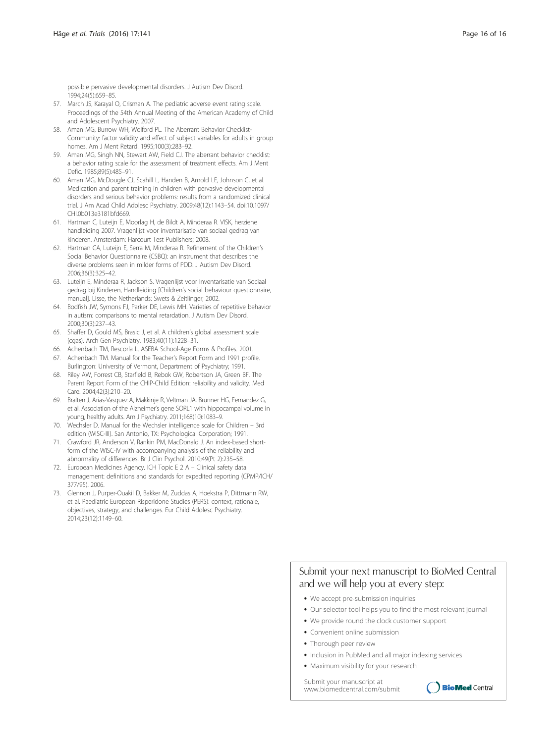possible pervasive developmental disorders. J Autism Dev Disord. 1994;24(5):659–85.

57. March JS, Karayal O, Crisman A. The pediatric adverse event rating scale. Proceedings of the 54th Annual Meeting of the American Academy of Child and Adolescent Psychiatry. 2007.
58. Aman MG, Burrow WH, Wolford PL. The Aberrant Behavior Checklist-Community: factor validity and effect of subject variables for adults in group homes. Am J Ment Retard. 1995;100(3):283–92.
59. Aman MG, Singh NN, Stewart AW, Field CJ. The aberrant behavior checklist: a behavior rating scale for the assessment of treatment effects. Am J Ment Defic. 1985;89(5):485–91.
60. Aman MG, McDougle CJ, Scahill L, Handen B, Arnold LE, Johnson C, et al. Medication and parent training in children with pervasive developmental disorders and serious behavior problems: results from a randomized clinical trial. J Am Acad Child Adolesc Psychiatry. 2009;48(12):1143–54. doi:10.1097/CHI.0b013e3181bfd669.
61. Hartman C, Luteijn E, Moorlag H, de Bildt A, Minderaa R. VISK, herziene handleiding 2007. Vragenlijst voor inventarisatie van sociaal gedrag van kinderen. Amsterdam: Harcourt Test Publishers; 2008.
62. Hartman CA, Luteijn E, Serra M, Minderaa R. Refinement of the Children's Social Behavior Questionnaire (CSBQ): an instrument that describes the diverse problems seen in milder forms of PDD. J Autism Dev Disord. 2006;36(3):325–42.
63. Luteijn E, Minderaa R, Jackson S. Vragenlijst voor Inventarisatie van Sociaal gedrag bij Kinderen, Handleiding [Children's social behaviour questionnaire, manual]. Lisse, the Netherlands: Swets & Zeitlinger; 2002.
64. Bodfish JW, Symons FJ, Parker DE, Lewis MH. Varieties of repetitive behavior in autism: comparisons to mental retardation. J Autism Dev Disord. 2000;30(3):237–43.
65. Shaffer D, Gould MS, Brasic J, et al. A children's global assessment scale (cgas). Arch Gen Psychiatry. 1983;40(11):1228–31.
66. Achenbach TM, Rescorla L. ASEBA School-Age Forms & Profiles. 2001.
67. Achenbach TM. Manual for the Teacher's Report Form and 1991 profile. Burlington: University of Vermont, Department of Psychiatry; 1991.
68. Riley AW, Forrest CB, Starfield B, Rebok GW, Robertson JA, Green BF. The Parent Report Form of the CHIP-Child Edition: reliability and validity. Med Care. 2004;42(3):210–20.
69. Bralten J, Arias-Vasquez A, Makkinje R, Veltman JA, Brunner HG, Fernandez G, et al. Association of the Alzheimer's gene SORL1 with hippocampal volume in young, healthy adults. Am J Psychiatry. 2011;168(10):1083–9.
70. Wechsler D. Manual for the Wechsler intelligence scale for Children – 3rd edition (WISC-III). San Antonio, TX: Psychological Corporation; 1991.
71. Crawford JR, Anderson V, Rankin PM, MacDonald J. An index-based short-form of the WISC-IV with accompanying analysis of the reliability and abnormality of differences. Br J Clin Psychol. 2010;49(Pt 2):235–58.
72. European Medicines Agency. ICH Topic E 2 A – Clinical safety data management: definitions and standards for expedited reporting (CPMP/ICH/377/95). 2006.
73. Glennon J, Purper-Ouakil D, Bakker M, Zuddas A, Hoekstra P, Dittmann RW, et al. Paediatric European Risperidone Studies (PERS): context, rationale, objectives, strategy, and challenges. Eur Child Adolesc Psychiatry. 2014;23(12):1149–60.

Submit your next manuscript to BioMed Central and we will help you at every step:

- We accept pre-submission inquiries
- Our selector tool helps you to find the most relevant journal
- We provide round the clock customer support
- Convenient online submission
- Thorough peer review
- Inclusion in PubMed and all major indexing services
- Maximum visibility for your research

Submit your manuscript at www.biomedcentral.com/submit

BioMed Central